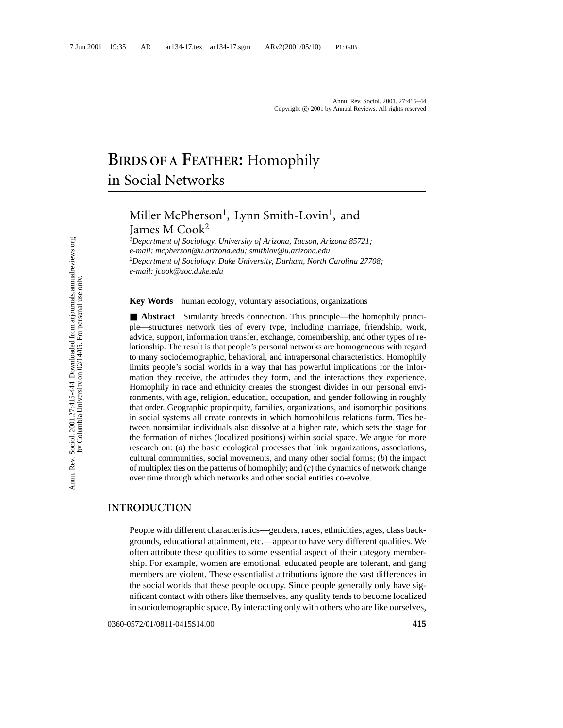# BIRDS OF A FEATHER: Homophily in Social Networks

Miller McPherson[1], Lynn Smith-Lovin[1], and James M Cook[2]

[1]*Department of Sociology, University of Arizona, Tucson, Arizona 85721; e-mail: mcpherson@u.arizona.edu; smithlov@u.arizona.edu*
[2]*Department of Sociology, Duke University, Durham, North Carolina 27708; e-mail: jcook@soc.duke.edu*

**Key Words** human ecology, voluntary associations, organizations

■ **Abstract** Similarity breeds connection. This principle—the homophily principle—structures network ties of every type, including marriage, friendship, work, advice, support, information transfer, exchange, comembership, and other types of relationship. The result is that people's personal networks are homogeneous with regard to many sociodemographic, behavioral, and intrapersonal characteristics. Homophily limits people's social worlds in a way that has powerful implications for the information they receive, the attitudes they form, and the interactions they experience. Homophily in race and ethnicity creates the strongest divides in our personal environments, with age, religion, education, occupation, and gender following in roughly that order. Geographic propinquity, families, organizations, and isomorphic positions in social systems all create contexts in which homophilous relations form. Ties between nonsimilar individuals also dissolve at a higher rate, which sets the stage for the formation of niches (localized positions) within social space. We argue for more research on: (*a*) the basic ecological processes that link organizations, associations, cultural communities, social movements, and many other social forms; (*b*) the impact of multiplex ties on the patterns of homophily; and (*c*) the dynamics of network change over time through which networks and other social entities co-evolve.

## INTRODUCTION

People with different characteristics—genders, races, ethnicities, ages, class backgrounds, educational attainment, etc.—appear to have very different qualities. We often attribute these qualities to some essential aspect of their category membership. For example, women are emotional, educated people are tolerant, and gang members are violent. These essentialist attributions ignore the vast differences in the social worlds that these people occupy. Since people generally only have significant contact with others like themselves, any quality tends to become localized in sociodemographic space. By interacting only with others who are like ourselves,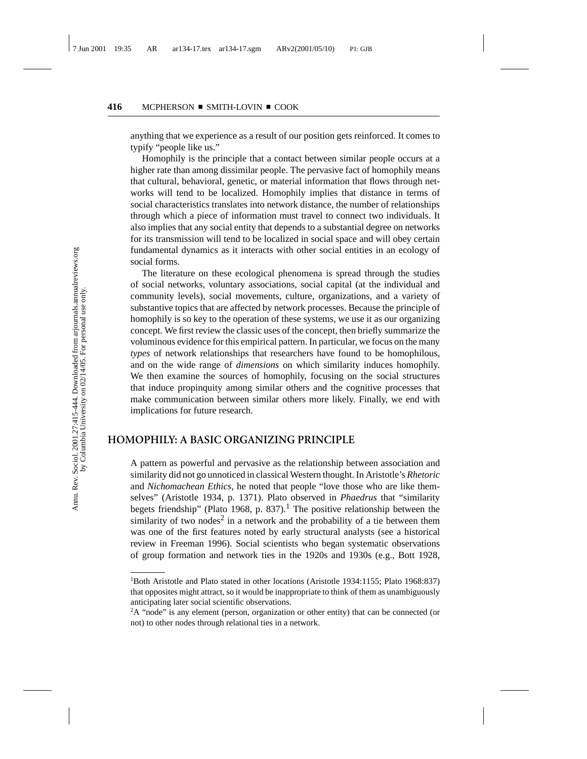anything that we experience as a result of our position gets reinforced. It comes to typify "people like us."

Homophily is the principle that a contact between similar people occurs at a higher rate than among dissimilar people. The pervasive fact of homophily means that cultural, behavioral, genetic, or material information that flows through networks will tend to be localized. Homophily implies that distance in terms of social characteristics translates into network distance, the number of relationships through which a piece of information must travel to connect two individuals. It also implies that any social entity that depends to a substantial degree on networks for its transmission will tend to be localized in social space and will obey certain fundamental dynamics as it interacts with other social entities in an ecology of social forms.

The literature on these ecological phenomena is spread through the studies of social networks, voluntary associations, social capital (at the individual and community levels), social movements, culture, organizations, and a variety of substantive topics that are affected by network processes. Because the principle of homophily is so key to the operation of these systems, we use it as our organizing concept. We first review the classic uses of the concept, then briefly summarize the voluminous evidence for this empirical pattern. In particular, we focus on the many *types* of network relationships that researchers have found to be homophilous, and on the wide range of *dimensions* on which similarity induces homophily. We then examine the sources of homophily, focusing on the social structures that induce propinquity among similar others and the cognitive processes that make communication between similar others more likely. Finally, we end with implications for future research.

## HOMOPHILY: A BASIC ORGANIZING PRINCIPLE

A pattern as powerful and pervasive as the relationship between association and similarity did not go unnoticed in classical Western thought. In Aristotle's *Rhetoric* and *Nichomachean Ethics*, he noted that people "love those who are like themselves" (Aristotle 1934, p. 1371). Plato observed in *Phaedrus* that "similarity begets friendship" (Plato 1968, p. 837).[1] The positive relationship between the similarity of two nodes[2] in a network and the probability of a tie between them was one of the first features noted by early structural analysts (see a historical review in Freeman 1996). Social scientists who began systematic observations of group formation and network ties in the 1920s and 1930s (e.g., Bott 1928,

[1]Both Aristotle and Plato stated in other locations (Aristotle 1934:1155; Plato 1968:837) that opposites might attract, so it would be inappropriate to think of them as unambiguously anticipating later social scientific observations.

[2]A "node" is any element (person, organization or other entity) that can be connected (or not) to other nodes through relational ties in a network.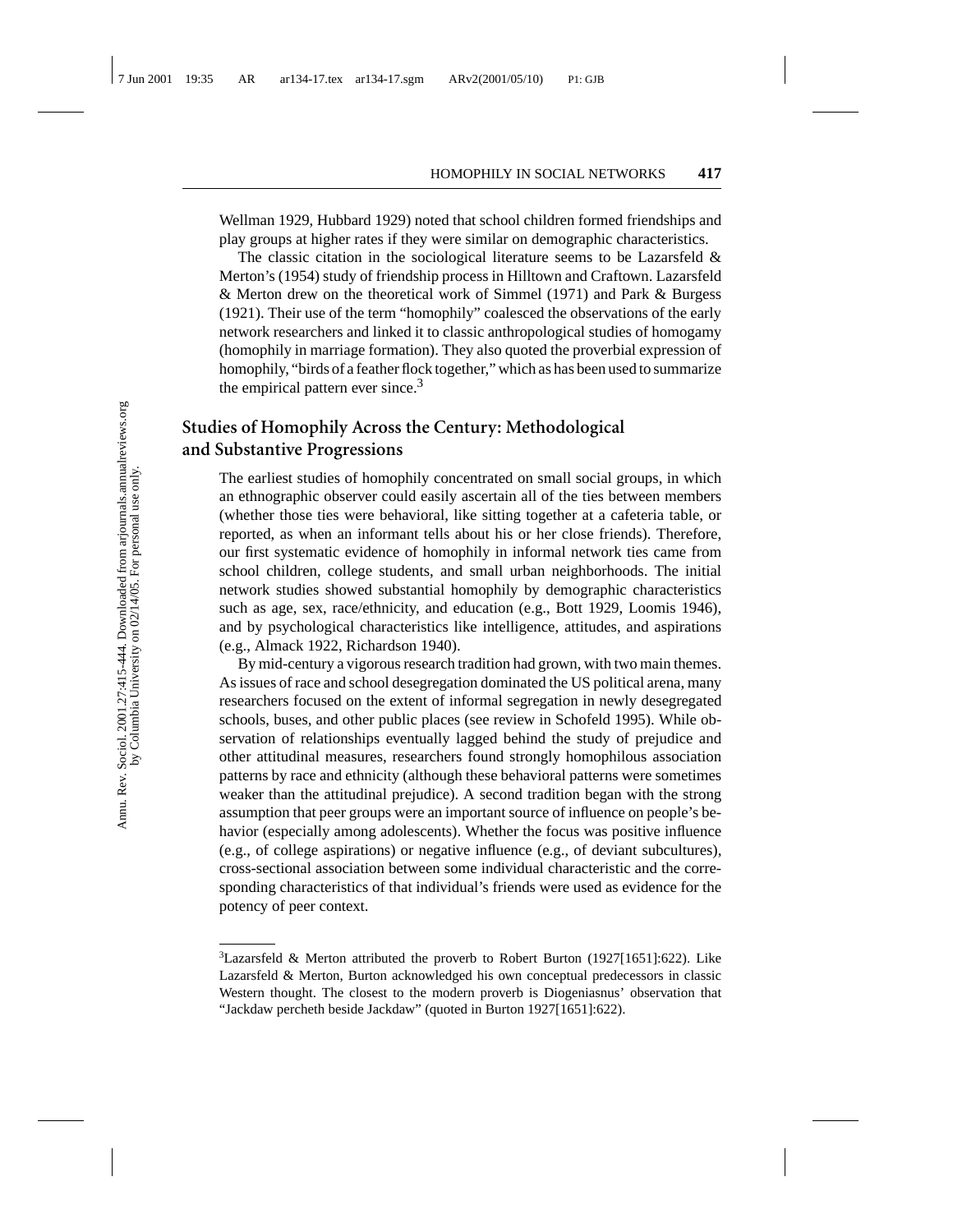Wellman 1929, Hubbard 1929) noted that school children formed friendships and play groups at higher rates if they were similar on demographic characteristics.

The classic citation in the sociological literature seems to be Lazarsfeld & Merton's (1954) study of friendship process in Hilltown and Craftown. Lazarsfeld & Merton drew on the theoretical work of Simmel (1971) and Park & Burgess (1921). Their use of the term "homophily" coalesced the observations of the early network researchers and linked it to classic anthropological studies of homogamy (homophily in marriage formation). They also quoted the proverbial expression of homophily, "birds of a feather flock together," which as has been used to summarize the empirical pattern ever since.[3]

## Studies of Homophily Across the Century: Methodological and Substantive Progressions

The earliest studies of homophily concentrated on small social groups, in which an ethnographic observer could easily ascertain all of the ties between members (whether those ties were behavioral, like sitting together at a cafeteria table, or reported, as when an informant tells about his or her close friends). Therefore, our first systematic evidence of homophily in informal network ties came from school children, college students, and small urban neighborhoods. The initial network studies showed substantial homophily by demographic characteristics such as age, sex, race/ethnicity, and education (e.g., Bott 1929, Loomis 1946), and by psychological characteristics like intelligence, attitudes, and aspirations (e.g., Almack 1922, Richardson 1940).

By mid-century a vigorous research tradition had grown, with two main themes. As issues of race and school desegregation dominated the US political arena, many researchers focused on the extent of informal segregation in newly desegregated schools, buses, and other public places (see review in Schofeld 1995). While observation of relationships eventually lagged behind the study of prejudice and other attitudinal measures, researchers found strongly homophilous association patterns by race and ethnicity (although these behavioral patterns were sometimes weaker than the attitudinal prejudice). A second tradition began with the strong assumption that peer groups were an important source of influence on people's behavior (especially among adolescents). Whether the focus was positive influence (e.g., of college aspirations) or negative influence (e.g., of deviant subcultures), cross-sectional association between some individual characteristic and the corresponding characteristics of that individual's friends were used as evidence for the potency of peer context.

[3]Lazarsfeld & Merton attributed the proverb to Robert Burton (1927[1651]:622). Like Lazarsfeld & Merton, Burton acknowledged his own conceptual predecessors in classic Western thought. The closest to the modern proverb is Diogeniasnus' observation that "Jackdaw percheth beside Jackdaw" (quoted in Burton 1927[1651]:622).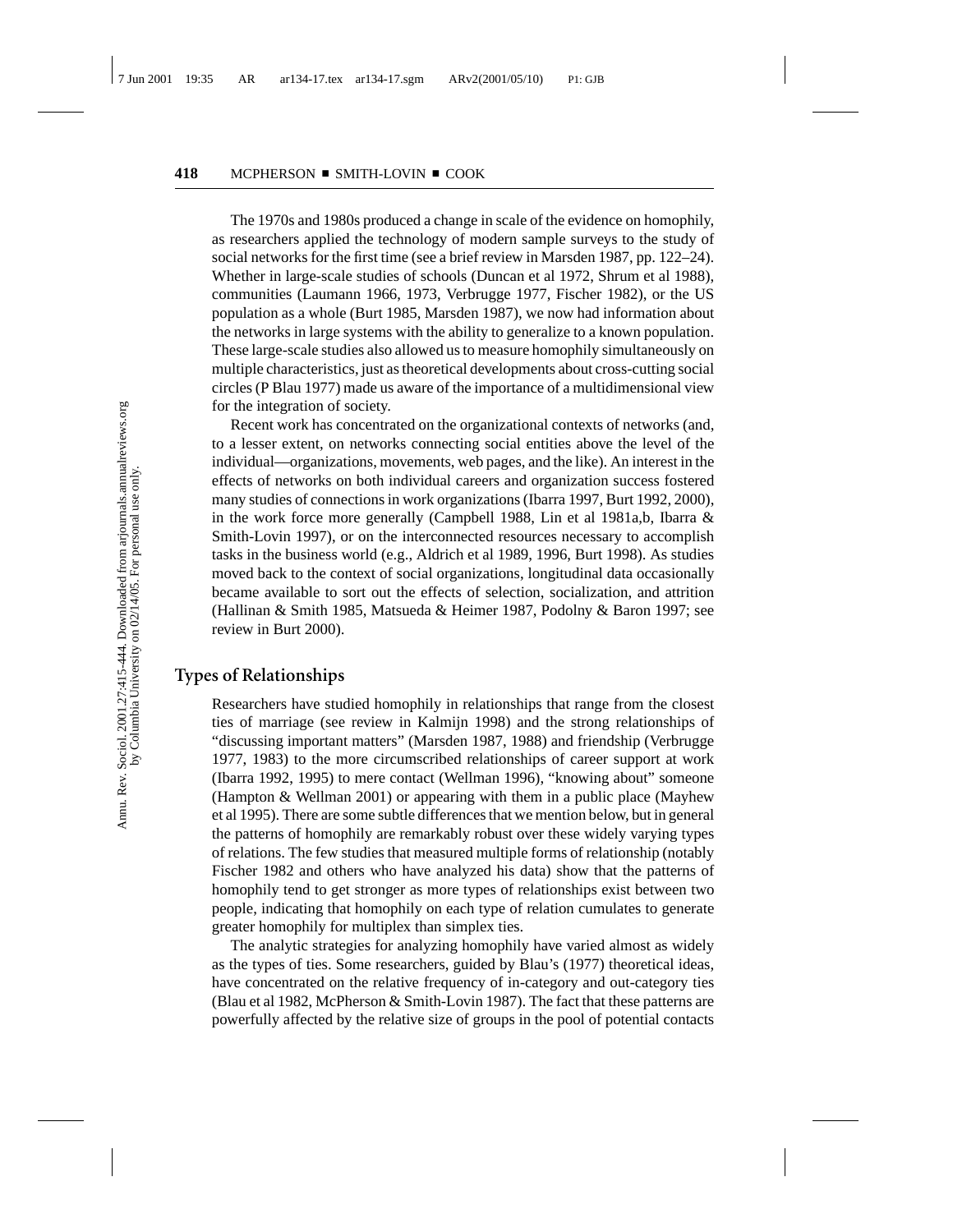The 1970s and 1980s produced a change in scale of the evidence on homophily, as researchers applied the technology of modern sample surveys to the study of social networks for the first time (see a brief review in Marsden 1987, pp. 122–24). Whether in large-scale studies of schools (Duncan et al 1972, Shrum et al 1988), communities (Laumann 1966, 1973, Verbrugge 1977, Fischer 1982), or the US population as a whole (Burt 1985, Marsden 1987), we now had information about the networks in large systems with the ability to generalize to a known population. These large-scale studies also allowed us to measure homophily simultaneously on multiple characteristics, just as theoretical developments about cross-cutting social circles (P Blau 1977) made us aware of the importance of a multidimensional view for the integration of society.

Recent work has concentrated on the organizational contexts of networks (and, to a lesser extent, on networks connecting social entities above the level of the individual—organizations, movements, web pages, and the like). An interest in the effects of networks on both individual careers and organization success fostered many studies of connections in work organizations (Ibarra 1997, Burt 1992, 2000), in the work force more generally (Campbell 1988, Lin et al 1981a,b, Ibarra & Smith-Lovin 1997), or on the interconnected resources necessary to accomplish tasks in the business world (e.g., Aldrich et al 1989, 1996, Burt 1998). As studies moved back to the context of social organizations, longitudinal data occasionally became available to sort out the effects of selection, socialization, and attrition (Hallinan & Smith 1985, Matsueda & Heimer 1987, Podolny & Baron 1997; see review in Burt 2000).

## Types of Relationships

Researchers have studied homophily in relationships that range from the closest ties of marriage (see review in Kalmijn 1998) and the strong relationships of "discussing important matters" (Marsden 1987, 1988) and friendship (Verbrugge 1977, 1983) to the more circumscribed relationships of career support at work (Ibarra 1992, 1995) to mere contact (Wellman 1996), "knowing about" someone (Hampton & Wellman 2001) or appearing with them in a public place (Mayhew et al 1995). There are some subtle differences that we mention below, but in general the patterns of homophily are remarkably robust over these widely varying types of relations. The few studies that measured multiple forms of relationship (notably Fischer 1982 and others who have analyzed his data) show that the patterns of homophily tend to get stronger as more types of relationships exist between two people, indicating that homophily on each type of relation cumulates to generate greater homophily for multiplex than simplex ties.

The analytic strategies for analyzing homophily have varied almost as widely as the types of ties. Some researchers, guided by Blau's (1977) theoretical ideas, have concentrated on the relative frequency of in-category and out-category ties (Blau et al 1982, McPherson & Smith-Lovin 1987). The fact that these patterns are powerfully affected by the relative size of groups in the pool of potential contacts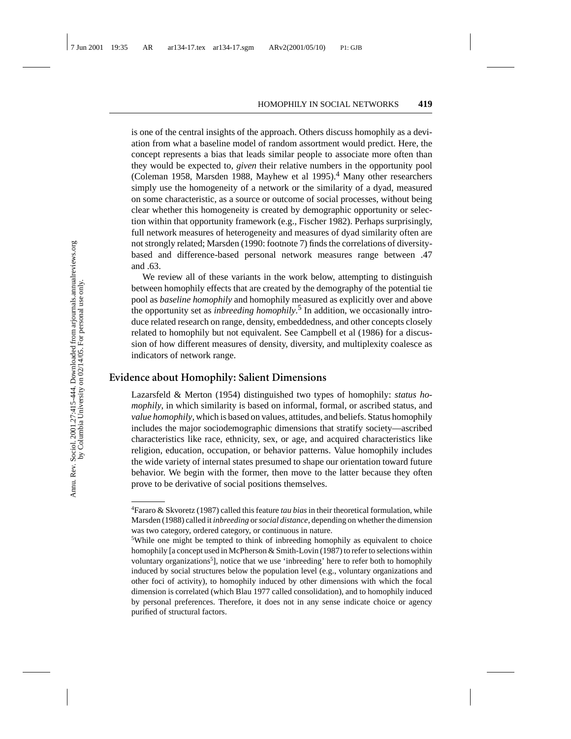is one of the central insights of the approach. Others discuss homophily as a deviation from what a baseline model of random assortment would predict. Here, the concept represents a bias that leads similar people to associate more often than they would be expected to, *given* their relative numbers in the opportunity pool (Coleman 1958, Marsden 1988, Mayhew et al 1995).[4] Many other researchers simply use the homogeneity of a network or the similarity of a dyad, measured on some characteristic, as a source or outcome of social processes, without being clear whether this homogeneity is created by demographic opportunity or selection within that opportunity framework (e.g., Fischer 1982). Perhaps surprisingly, full network measures of heterogeneity and measures of dyad similarity often are not strongly related; Marsden (1990: footnote 7) finds the correlations of diversity-based and difference-based personal network measures range between .47 and .63.

We review all of these variants in the work below, attempting to distinguish between homophily effects that are created by the demography of the potential tie pool as *baseline homophily* and homophily measured as explicitly over and above the opportunity set as *inbreeding homophily*.[5] In addition, we occasionally introduce related research on range, density, embeddedness, and other concepts closely related to homophily but not equivalent. See Campbell et al (1986) for a discussion of how different measures of density, diversity, and multiplexity coalesce as indicators of network range.

## Evidence about Homophily: Salient Dimensions

Lazarsfeld & Merton (1954) distinguished two types of homophily: *status homophily*, in which similarity is based on informal, formal, or ascribed status, and *value homophily*, which is based on values, attitudes, and beliefs. Status homophily includes the major sociodemographic dimensions that stratify society—ascribed characteristics like race, ethnicity, sex, or age, and acquired characteristics like religion, education, occupation, or behavior patterns. Value homophily includes the wide variety of internal states presumed to shape our orientation toward future behavior. We begin with the former, then move to the latter because they often prove to be derivative of social positions themselves.

---

[4]Fararo & Skvoretz (1987) called this feature *tau bias* in their theoretical formulation, while Marsden (1988) called it *inbreeding* or *social distance*, depending on whether the dimension was two category, ordered category, or continuous in nature.

[5]While one might be tempted to think of inbreeding homophily as equivalent to choice homophily [a concept used in McPherson & Smith-Lovin (1987) to refer to selections within voluntary organizations[5]], notice that we use 'inbreeding' here to refer both to homophily induced by social structures below the population level (e.g., voluntary organizations and other foci of activity), to homophily induced by other dimensions with which the focal dimension is correlated (which Blau 1977 called consolidation), and to homophily induced by personal preferences. Therefore, it does not in any sense indicate choice or agency purified of structural factors.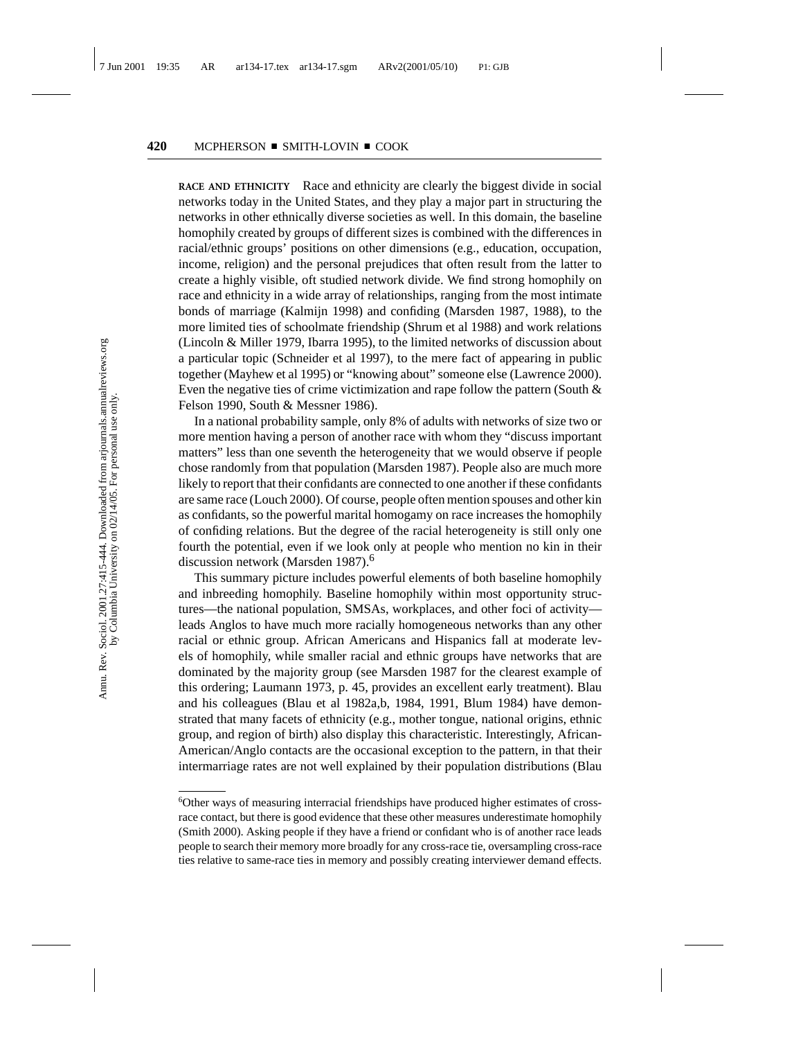**RACE AND ETHNICITY** Race and ethnicity are clearly the biggest divide in social networks today in the United States, and they play a major part in structuring the networks in other ethnically diverse societies as well. In this domain, the baseline homophily created by groups of different sizes is combined with the differences in racial/ethnic groups' positions on other dimensions (e.g., education, occupation, income, religion) and the personal prejudices that often result from the latter to create a highly visible, oft studied network divide. We find strong homophily on race and ethnicity in a wide array of relationships, ranging from the most intimate bonds of marriage (Kalmijn 1998) and confiding (Marsden 1987, 1988), to the more limited ties of schoolmate friendship (Shrum et al 1988) and work relations (Lincoln & Miller 1979, Ibarra 1995), to the limited networks of discussion about a particular topic (Schneider et al 1997), to the mere fact of appearing in public together (Mayhew et al 1995) or "knowing about" someone else (Lawrence 2000). Even the negative ties of crime victimization and rape follow the pattern (South & Felson 1990, South & Messner 1986).

In a national probability sample, only 8% of adults with networks of size two or more mention having a person of another race with whom they "discuss important matters" less than one seventh the heterogeneity that we would observe if people chose randomly from that population (Marsden 1987). People also are much more likely to report that their confidants are connected to one another if these confidants are same race (Louch 2000). Of course, people often mention spouses and other kin as confidants, so the powerful marital homogamy on race increases the homophily of confiding relations. But the degree of the racial heterogeneity is still only one fourth the potential, even if we look only at people who mention no kin in their discussion network (Marsden 1987).[6]

This summary picture includes powerful elements of both baseline homophily and inbreeding homophily. Baseline homophily within most opportunity structures—the national population, SMSAs, workplaces, and other foci of activity—leads Anglos to have much more racially homogeneous networks than any other racial or ethnic group. African Americans and Hispanics fall at moderate levels of homophily, while smaller racial and ethnic groups have networks that are dominated by the majority group (see Marsden 1987 for the clearest example of this ordering; Laumann 1973, p. 45, provides an excellent early treatment). Blau and his colleagues (Blau et al 1982a,b, 1984, 1991, Blum 1984) have demonstrated that many facets of ethnicity (e.g., mother tongue, national origins, ethnic group, and region of birth) also display this characteristic. Interestingly, African-American/Anglo contacts are the occasional exception to the pattern, in that their intermarriage rates are not well explained by their population distributions (Blau

[6] Other ways of measuring interracial friendships have produced higher estimates of cross-race contact, but there is good evidence that these other measures underestimate homophily (Smith 2000). Asking people if they have a friend or confidant who is of another race leads people to search their memory more broadly for any cross-race tie, oversampling cross-race ties relative to same-race ties in memory and possibly creating interviewer demand effects.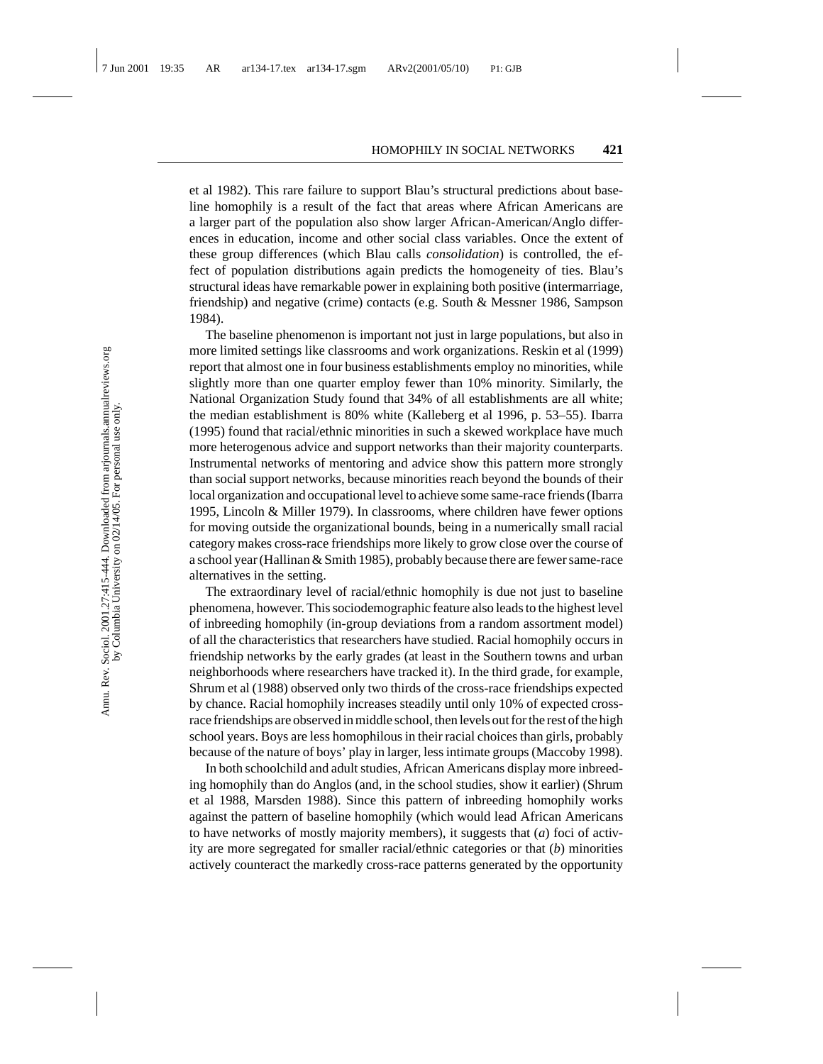et al 1982). This rare failure to support Blau's structural predictions about baseline homophily is a result of the fact that areas where African Americans are a larger part of the population also show larger African-American/Anglo differences in education, income and other social class variables. Once the extent of these group differences (which Blau calls *consolidation*) is controlled, the effect of population distributions again predicts the homogeneity of ties. Blau's structural ideas have remarkable power in explaining both positive (intermarriage, friendship) and negative (crime) contacts (e.g. South & Messner 1986, Sampson 1984).

The baseline phenomenon is important not just in large populations, but also in more limited settings like classrooms and work organizations. Reskin et al (1999) report that almost one in four business establishments employ no minorities, while slightly more than one quarter employ fewer than 10% minority. Similarly, the National Organization Study found that 34% of all establishments are all white; the median establishment is 80% white (Kalleberg et al 1996, p. 53–55). Ibarra (1995) found that racial/ethnic minorities in such a skewed workplace have much more heterogenous advice and support networks than their majority counterparts. Instrumental networks of mentoring and advice show this pattern more strongly than social support networks, because minorities reach beyond the bounds of their local organization and occupational level to achieve some same-race friends (Ibarra 1995, Lincoln & Miller 1979). In classrooms, where children have fewer options for moving outside the organizational bounds, being in a numerically small racial category makes cross-race friendships more likely to grow close over the course of a school year (Hallinan & Smith 1985), probably because there are fewer same-race alternatives in the setting.

The extraordinary level of racial/ethnic homophily is due not just to baseline phenomena, however. This sociodemographic feature also leads to the highest level of inbreeding homophily (in-group deviations from a random assortment model) of all the characteristics that researchers have studied. Racial homophily occurs in friendship networks by the early grades (at least in the Southern towns and urban neighborhoods where researchers have tracked it). In the third grade, for example, Shrum et al (1988) observed only two thirds of the cross-race friendships expected by chance. Racial homophily increases steadily until only 10% of expected cross-race friendships are observed in middle school, then levels out for the rest of the high school years. Boys are less homophilous in their racial choices than girls, probably because of the nature of boys' play in larger, less intimate groups (Maccoby 1998).

In both schoolchild and adult studies, African Americans display more inbreeding homophily than do Anglos (and, in the school studies, show it earlier) (Shrum et al 1988, Marsden 1988). Since this pattern of inbreeding homophily works against the pattern of baseline homophily (which would lead African Americans to have networks of mostly majority members), it suggests that (*a*) foci of activity are more segregated for smaller racial/ethnic categories or that (*b*) minorities actively counteract the markedly cross-race patterns generated by the opportunity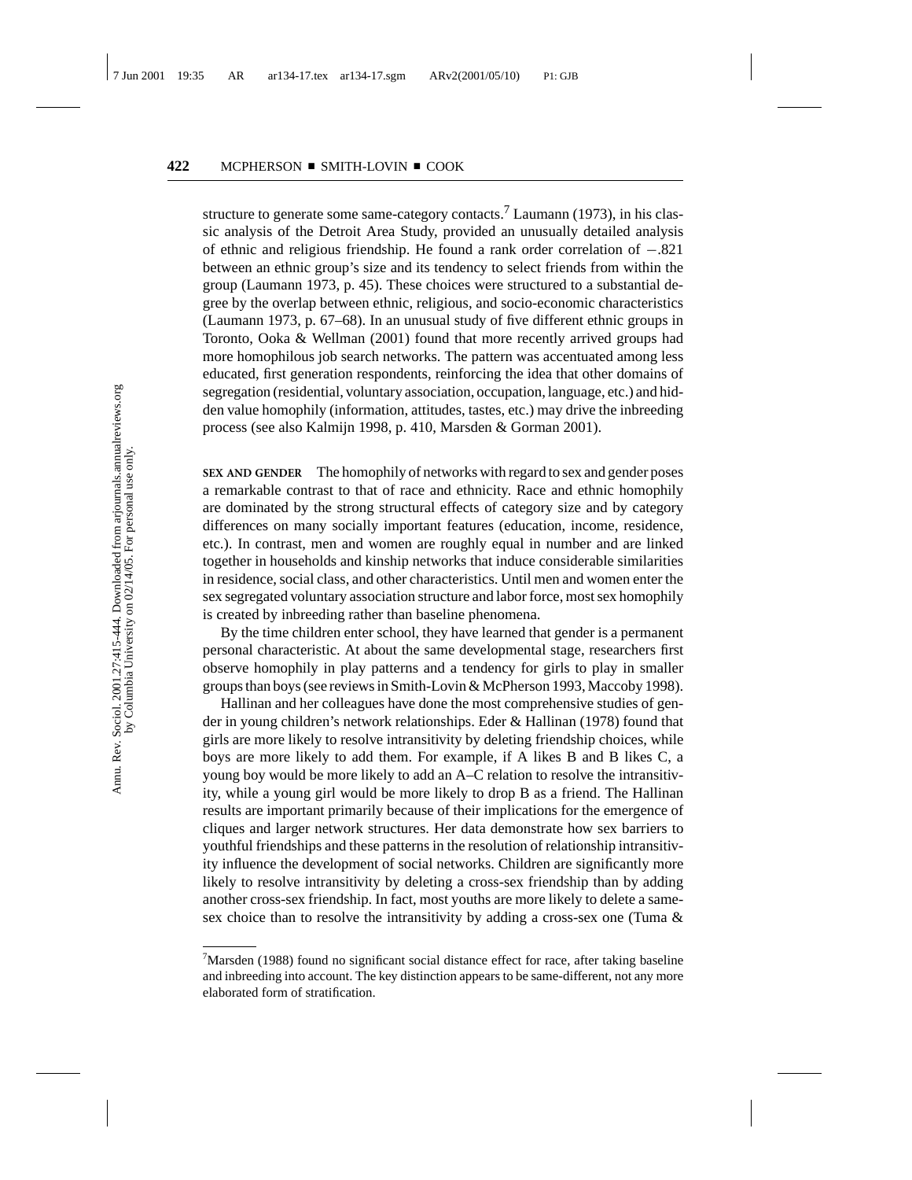structure to generate some same-category contacts.[7] Laumann (1973), in his classic analysis of the Detroit Area Study, provided an unusually detailed analysis of ethnic and religious friendship. He found a rank order correlation of −.821 between an ethnic group's size and its tendency to select friends from within the group (Laumann 1973, p. 45). These choices were structured to a substantial degree by the overlap between ethnic, religious, and socio-economic characteristics (Laumann 1973, p. 67–68). In an unusual study of five different ethnic groups in Toronto, Ooka & Wellman (2001) found that more recently arrived groups had more homophilous job search networks. The pattern was accentuated among less educated, first generation respondents, reinforcing the idea that other domains of segregation (residential, voluntary association, occupation, language, etc.) and hidden value homophily (information, attitudes, tastes, etc.) may drive the inbreeding process (see also Kalmijn 1998, p. 410, Marsden & Gorman 2001).

**SEX AND GENDER** The homophily of networks with regard to sex and gender poses a remarkable contrast to that of race and ethnicity. Race and ethnic homophily are dominated by the strong structural effects of category size and by category differences on many socially important features (education, income, residence, etc.). In contrast, men and women are roughly equal in number and are linked together in households and kinship networks that induce considerable similarities in residence, social class, and other characteristics. Until men and women enter the sex segregated voluntary association structure and labor force, most sex homophily is created by inbreeding rather than baseline phenomena.

By the time children enter school, they have learned that gender is a permanent personal characteristic. At about the same developmental stage, researchers first observe homophily in play patterns and a tendency for girls to play in smaller groups than boys (see reviews in Smith-Lovin & McPherson 1993, Maccoby 1998).

Hallinan and her colleagues have done the most comprehensive studies of gender in young children's network relationships. Eder & Hallinan (1978) found that girls are more likely to resolve intransitivity by deleting friendship choices, while boys are more likely to add them. For example, if A likes B and B likes C, a young boy would be more likely to add an A–C relation to resolve the intransitivity, while a young girl would be more likely to drop B as a friend. The Hallinan results are important primarily because of their implications for the emergence of cliques and larger network structures. Her data demonstrate how sex barriers to youthful friendships and these patterns in the resolution of relationship intransitivity influence the development of social networks. Children are significantly more likely to resolve intransitivity by deleting a cross-sex friendship than by adding another cross-sex friendship. In fact, most youths are more likely to delete a same-sex choice than to resolve the intransitivity by adding a cross-sex one (Tuma &

[7]Marsden (1988) found no significant social distance effect for race, after taking baseline and inbreeding into account. The key distinction appears to be same-different, not any more elaborated form of stratification.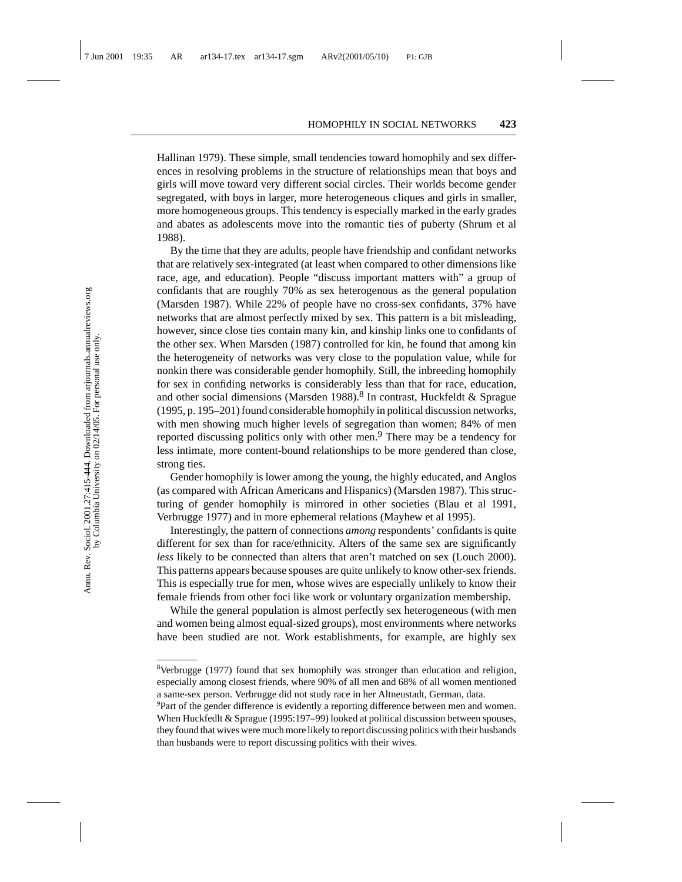Hallinan 1979). These simple, small tendencies toward homophily and sex differences in resolving problems in the structure of relationships mean that boys and girls will move toward very different social circles. Their worlds become gender segregated, with boys in larger, more heterogeneous cliques and girls in smaller, more homogeneous groups. This tendency is especially marked in the early grades and abates as adolescents move into the romantic ties of puberty (Shrum et al 1988).

By the time that they are adults, people have friendship and confidant networks that are relatively sex-integrated (at least when compared to other dimensions like race, age, and education). People "discuss important matters with" a group of confidants that are roughly 70% as sex heterogenous as the general population (Marsden 1987). While 22% of people have no cross-sex confidants, 37% have networks that are almost perfectly mixed by sex. This pattern is a bit misleading, however, since close ties contain many kin, and kinship links one to confidants of the other sex. When Marsden (1987) controlled for kin, he found that among kin the heterogeneity of networks was very close to the population value, while for nonkin there was considerable gender homophily. Still, the inbreeding homophily for sex in confiding networks is considerably less than that for race, education, and other social dimensions (Marsden 1988).[8] In contrast, Huckfeldt & Sprague (1995, p. 195–201) found considerable homophily in political discussion networks, with men showing much higher levels of segregation than women; 84% of men reported discussing politics only with other men.[9] There may be a tendency for less intimate, more content-bound relationships to be more gendered than close, strong ties.

Gender homophily is lower among the young, the highly educated, and Anglos (as compared with African Americans and Hispanics) (Marsden 1987). This structuring of gender homophily is mirrored in other societies (Blau et al 1991, Verbrugge 1977) and in more ephemeral relations (Mayhew et al 1995).

Interestingly, the pattern of connections *among* respondents' confidants is quite different for sex than for race/ethnicity. Alters of the same sex are significantly *less* likely to be connected than alters that aren't matched on sex (Louch 2000). This patterns appears because spouses are quite unlikely to know other-sex friends. This is especially true for men, whose wives are especially unlikely to know their female friends from other foci like work or voluntary organization membership.

While the general population is almost perfectly sex heterogeneous (with men and women being almost equal-sized groups), most environments where networks have been studied are not. Work establishments, for example, are highly sex

---

[8]Verbrugge (1977) found that sex homophily was stronger than education and religion, especially among closest friends, where 90% of all men and 68% of all women mentioned a same-sex person. Verbrugge did not study race in her Altneustadt, German, data.

[9]Part of the gender difference is evidently a reporting difference between men and women. When Huckfedlt & Sprague (1995:197–99) looked at political discussion between spouses, they found that wives were much more likely to report discussing politics with their husbands than husbands were to report discussing politics with their wives.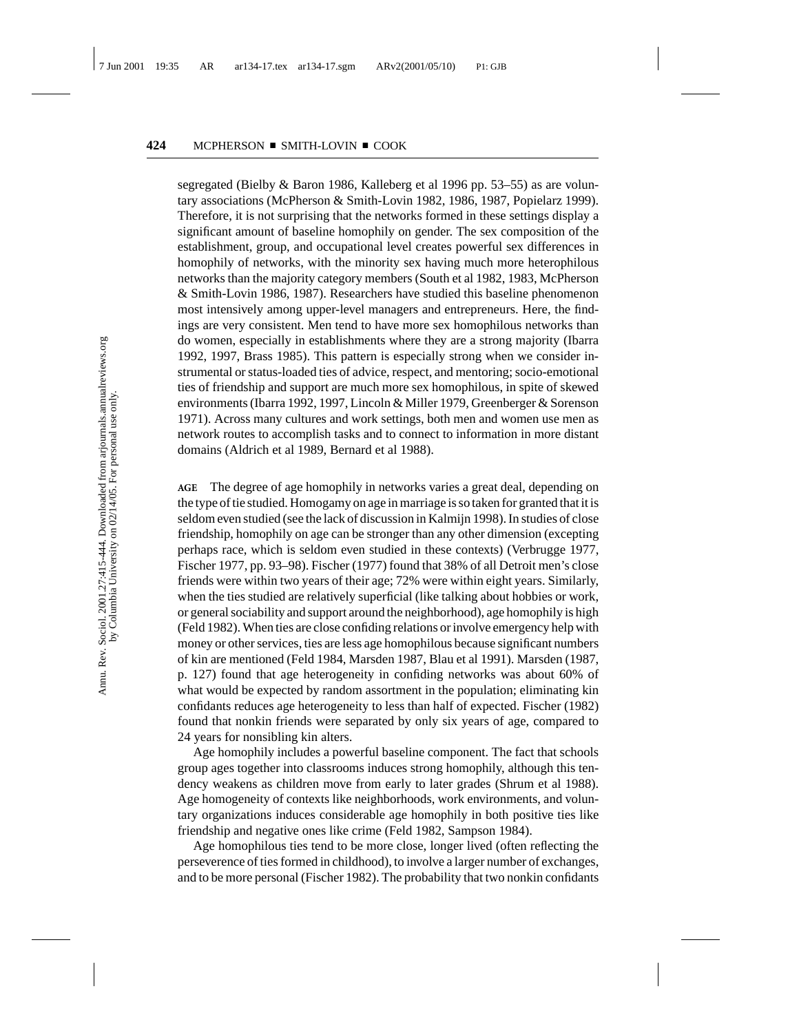segregated (Bielby & Baron 1986, Kalleberg et al 1996 pp. 53–55) as are voluntary associations (McPherson & Smith-Lovin 1982, 1986, 1987, Popielarz 1999). Therefore, it is not surprising that the networks formed in these settings display a significant amount of baseline homophily on gender. The sex composition of the establishment, group, and occupational level creates powerful sex differences in homophily of networks, with the minority sex having much more heterophilous networks than the majority category members (South et al 1982, 1983, McPherson & Smith-Lovin 1986, 1987). Researchers have studied this baseline phenomenon most intensively among upper-level managers and entrepreneurs. Here, the findings are very consistent. Men tend to have more sex homophilous networks than do women, especially in establishments where they are a strong majority (Ibarra 1992, 1997, Brass 1985). This pattern is especially strong when we consider instrumental or status-loaded ties of advice, respect, and mentoring; socio-emotional ties of friendship and support are much more sex homophilous, in spite of skewed environments (Ibarra 1992, 1997, Lincoln & Miller 1979, Greenberger & Sorenson 1971). Across many cultures and work settings, both men and women use men as network routes to accomplish tasks and to connect to information in more distant domains (Aldrich et al 1989, Bernard et al 1988).

**AGE** The degree of age homophily in networks varies a great deal, depending on the type of tie studied. Homogamy on age in marriage is so taken for granted that it is seldom even studied (see the lack of discussion in Kalmijn 1998). In studies of close friendship, homophily on age can be stronger than any other dimension (excepting perhaps race, which is seldom even studied in these contexts) (Verbrugge 1977, Fischer 1977, pp. 93–98). Fischer (1977) found that 38% of all Detroit men's close friends were within two years of their age; 72% were within eight years. Similarly, when the ties studied are relatively superficial (like talking about hobbies or work, or general sociability and support around the neighborhood), age homophily is high (Feld 1982). When ties are close confiding relations or involve emergency help with money or other services, ties are less age homophilous because significant numbers of kin are mentioned (Feld 1984, Marsden 1987, Blau et al 1991). Marsden (1987, p. 127) found that age heterogeneity in confiding networks was about 60% of what would be expected by random assortment in the population; eliminating kin confidants reduces age heterogeneity to less than half of expected. Fischer (1982) found that nonkin friends were separated by only six years of age, compared to 24 years for nonsibling kin alters.

Age homophily includes a powerful baseline component. The fact that schools group ages together into classrooms induces strong homophily, although this tendency weakens as children move from early to later grades (Shrum et al 1988). Age homogeneity of contexts like neighborhoods, work environments, and voluntary organizations induces considerable age homophily in both positive ties like friendship and negative ones like crime (Feld 1982, Sampson 1984).

Age homophilous ties tend to be more close, longer lived (often reflecting the perseverence of ties formed in childhood), to involve a larger number of exchanges, and to be more personal (Fischer 1982). The probability that two nonkin confidants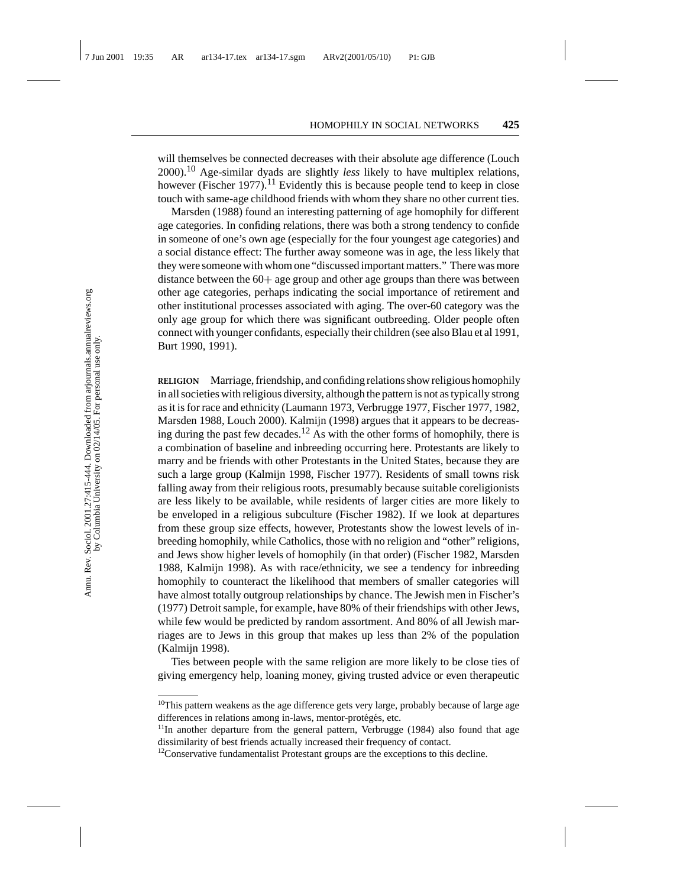will themselves be connected decreases with their absolute age difference (Louch 2000).[10] Age-similar dyads are slightly *less* likely to have multiplex relations, however (Fischer 1977).[11] Evidently this is because people tend to keep in close touch with same-age childhood friends with whom they share no other current ties.

Marsden (1988) found an interesting patterning of age homophily for different age categories. In confiding relations, there was both a strong tendency to confide in someone of one's own age (especially for the four youngest age categories) and a social distance effect: The further away someone was in age, the less likely that they were someone with whom one "discussed important matters." There was more distance between the 60+ age group and other age groups than there was between other age categories, perhaps indicating the social importance of retirement and other institutional processes associated with aging. The over-60 category was the only age group for which there was significant outbreeding. Older people often connect with younger confidants, especially their children (see also Blau et al 1991, Burt 1990, 1991).

**RELIGION** Marriage, friendship, and confiding relations show religious homophily in all societies with religious diversity, although the pattern is not as typically strong as it is for race and ethnicity (Laumann 1973, Verbrugge 1977, Fischer 1977, 1982, Marsden 1988, Louch 2000). Kalmijn (1998) argues that it appears to be decreasing during the past few decades.[12] As with the other forms of homophily, there is a combination of baseline and inbreeding occurring here. Protestants are likely to marry and be friends with other Protestants in the United States, because they are such a large group (Kalmijn 1998, Fischer 1977). Residents of small towns risk falling away from their religious roots, presumably because suitable coreligionists are less likely to be available, while residents of larger cities are more likely to be enveloped in a religious subculture (Fischer 1982). If we look at departures from these group size effects, however, Protestants show the lowest levels of inbreeding homophily, while Catholics, those with no religion and "other" religions, and Jews show higher levels of homophily (in that order) (Fischer 1982, Marsden 1988, Kalmijn 1998). As with race/ethnicity, we see a tendency for inbreeding homophily to counteract the likelihood that members of smaller categories will have almost totally outgroup relationships by chance. The Jewish men in Fischer's (1977) Detroit sample, for example, have 80% of their friendships with other Jews, while few would be predicted by random assortment. And 80% of all Jewish marriages are to Jews in this group that makes up less than 2% of the population (Kalmijn 1998).

Ties between people with the same religion are more likely to be close ties of giving emergency help, loaning money, giving trusted advice or even therapeutic

---

[10]This pattern weakens as the age difference gets very large, probably because of large age differences in relations among in-laws, mentor-protégés, etc.

[11]In another departure from the general pattern, Verbrugge (1984) also found that age dissimilarity of best friends actually increased their frequency of contact.

[12]Conservative fundamentalist Protestant groups are the exceptions to this decline.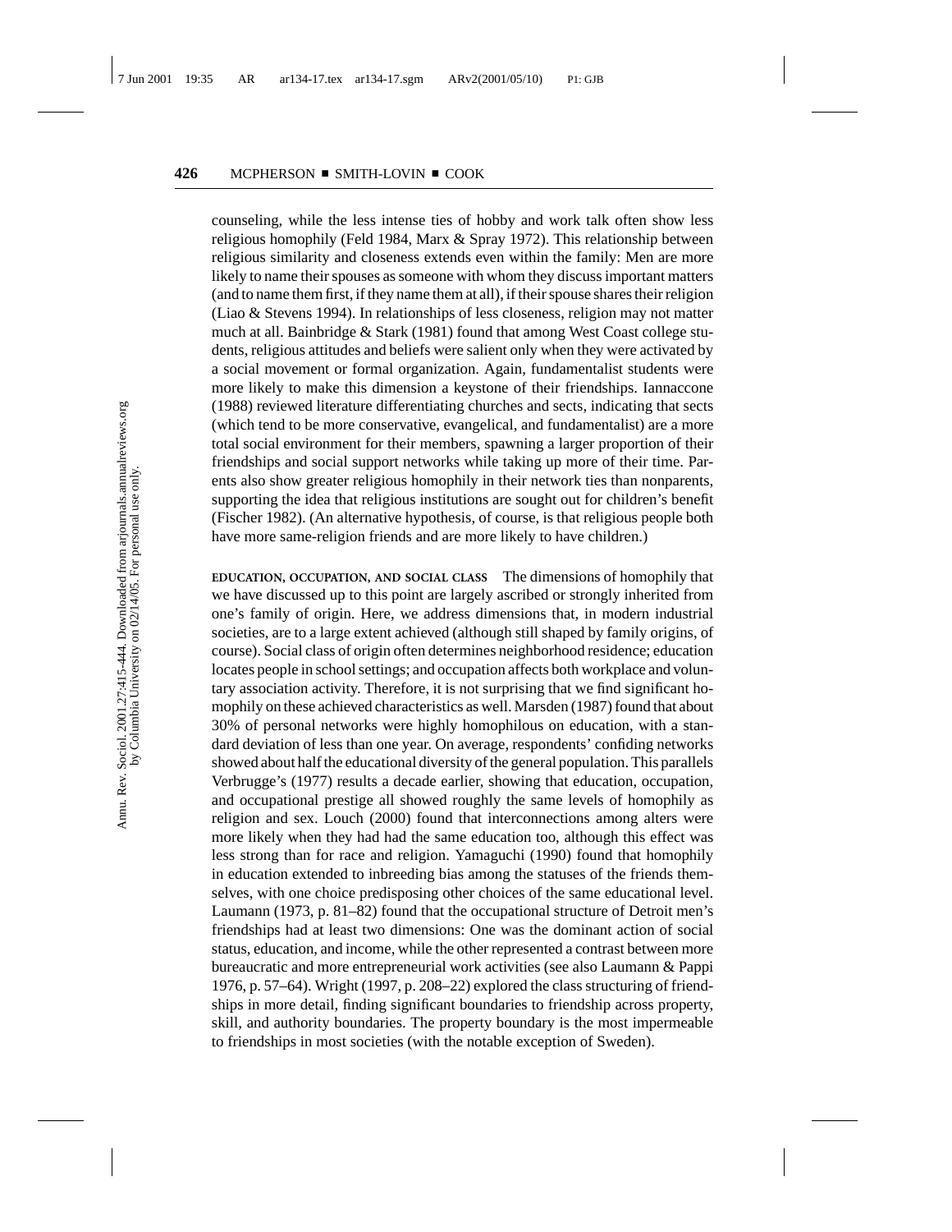counseling, while the less intense ties of hobby and work talk often show less religious homophily (Feld 1984, Marx & Spray 1972). This relationship between religious similarity and closeness extends even within the family: Men are more likely to name their spouses as someone with whom they discuss important matters (and to name them first, if they name them at all), if their spouse shares their religion (Liao & Stevens 1994). In relationships of less closeness, religion may not matter much at all. Bainbridge & Stark (1981) found that among West Coast college students, religious attitudes and beliefs were salient only when they were activated by a social movement or formal organization. Again, fundamentalist students were more likely to make this dimension a keystone of their friendships. Iannaccone (1988) reviewed literature differentiating churches and sects, indicating that sects (which tend to be more conservative, evangelical, and fundamentalist) are a more total social environment for their members, spawning a larger proportion of their friendships and social support networks while taking up more of their time. Parents also show greater religious homophily in their network ties than nonparents, supporting the idea that religious institutions are sought out for children's benefit (Fischer 1982). (An alternative hypothesis, of course, is that religious people both have more same-religion friends and are more likely to have children.)

**EDUCATION, OCCUPATION, AND SOCIAL CLASS** The dimensions of homophily that we have discussed up to this point are largely ascribed or strongly inherited from one's family of origin. Here, we address dimensions that, in modern industrial societies, are to a large extent achieved (although still shaped by family origins, of course). Social class of origin often determines neighborhood residence; education locates people in school settings; and occupation affects both workplace and voluntary association activity. Therefore, it is not surprising that we find significant homophily on these achieved characteristics as well. Marsden (1987) found that about 30% of personal networks were highly homophilous on education, with a standard deviation of less than one year. On average, respondents' confiding networks showed about half the educational diversity of the general population. This parallels Verbrugge's (1977) results a decade earlier, showing that education, occupation, and occupational prestige all showed roughly the same levels of homophily as religion and sex. Louch (2000) found that interconnections among alters were more likely when they had had the same education too, although this effect was less strong than for race and religion. Yamaguchi (1990) found that homophily in education extended to inbreeding bias among the statuses of the friends themselves, with one choice predisposing other choices of the same educational level. Laumann (1973, p. 81–82) found that the occupational structure of Detroit men's friendships had at least two dimensions: One was the dominant action of social status, education, and income, while the other represented a contrast between more bureaucratic and more entrepreneurial work activities (see also Laumann & Pappi 1976, p. 57–64). Wright (1997, p. 208–22) explored the class structuring of friendships in more detail, finding significant boundaries to friendship across property, skill, and authority boundaries. The property boundary is the most impermeable to friendships in most societies (with the notable exception of Sweden).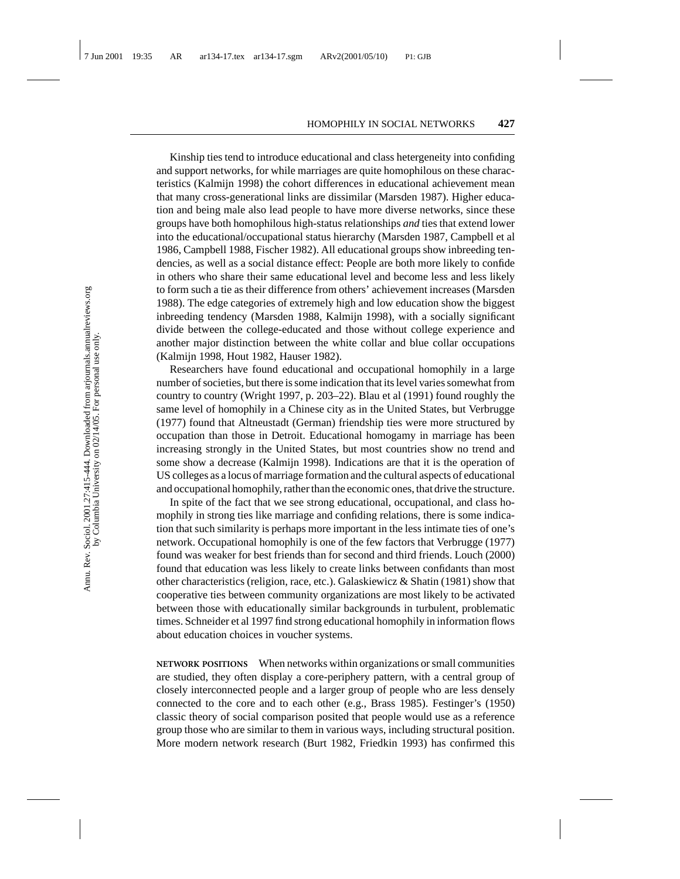Kinship ties tend to introduce educational and class hetergeneity into confiding and support networks, for while marriages are quite homophilous on these characteristics (Kalmijn 1998) the cohort differences in educational achievement mean that many cross-generational links are dissimilar (Marsden 1987). Higher education and being male also lead people to have more diverse networks, since these groups have both homophilous high-status relationships *and* ties that extend lower into the educational/occupational status hierarchy (Marsden 1987, Campbell et al 1986, Campbell 1988, Fischer 1982). All educational groups show inbreeding tendencies, as well as a social distance effect: People are both more likely to confide in others who share their same educational level and become less and less likely to form such a tie as their difference from others' achievement increases (Marsden 1988). The edge categories of extremely high and low education show the biggest inbreeding tendency (Marsden 1988, Kalmijn 1998), with a socially significant divide between the college-educated and those without college experience and another major distinction between the white collar and blue collar occupations (Kalmijn 1998, Hout 1982, Hauser 1982).

Researchers have found educational and occupational homophily in a large number of societies, but there is some indication that its level varies somewhat from country to country (Wright 1997, p. 203–22). Blau et al (1991) found roughly the same level of homophily in a Chinese city as in the United States, but Verbrugge (1977) found that Altneustadt (German) friendship ties were more structured by occupation than those in Detroit. Educational homogamy in marriage has been increasing strongly in the United States, but most countries show no trend and some show a decrease (Kalmijn 1998). Indications are that it is the operation of US colleges as a locus of marriage formation and the cultural aspects of educational and occupational homophily, rather than the economic ones, that drive the structure.

In spite of the fact that we see strong educational, occupational, and class homophily in strong ties like marriage and confiding relations, there is some indication that such similarity is perhaps more important in the less intimate ties of one's network. Occupational homophily is one of the few factors that Verbrugge (1977) found was weaker for best friends than for second and third friends. Louch (2000) found that education was less likely to create links between confidants than most other characteristics (religion, race, etc.). Galaskiewicz & Shatin (1981) show that cooperative ties between community organizations are most likely to be activated between those with educationally similar backgrounds in turbulent, problematic times. Schneider et al 1997 find strong educational homophily in information flows about education choices in voucher systems.

**NETWORK POSITIONS** When networks within organizations or small communities are studied, they often display a core-periphery pattern, with a central group of closely interconnected people and a larger group of people who are less densely connected to the core and to each other (e.g., Brass 1985). Festinger's (1950) classic theory of social comparison posited that people would use as a reference group those who are similar to them in various ways, including structural position. More modern network research (Burt 1982, Friedkin 1993) has confirmed this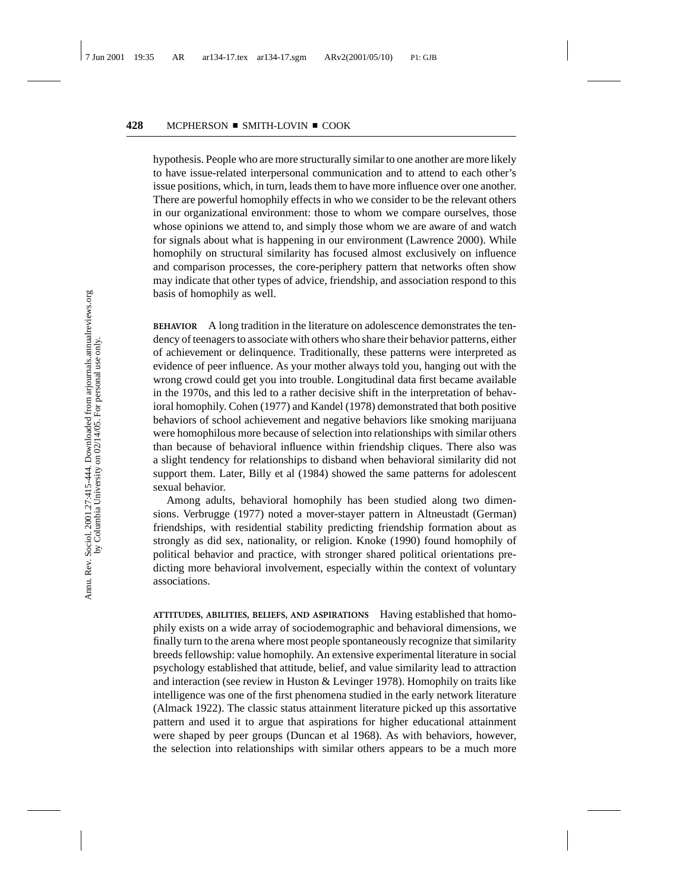hypothesis. People who are more structurally similar to one another are more likely to have issue-related interpersonal communication and to attend to each other's issue positions, which, in turn, leads them to have more influence over one another. There are powerful homophily effects in who we consider to be the relevant others in our organizational environment: those to whom we compare ourselves, those whose opinions we attend to, and simply those whom we are aware of and watch for signals about what is happening in our environment (Lawrence 2000). While homophily on structural similarity has focused almost exclusively on influence and comparison processes, the core-periphery pattern that networks often show may indicate that other types of advice, friendship, and association respond to this basis of homophily as well.

**BEHAVIOR** A long tradition in the literature on adolescence demonstrates the tendency of teenagers to associate with others who share their behavior patterns, either of achievement or delinquence. Traditionally, these patterns were interpreted as evidence of peer influence. As your mother always told you, hanging out with the wrong crowd could get you into trouble. Longitudinal data first became available in the 1970s, and this led to a rather decisive shift in the interpretation of behavioral homophily. Cohen (1977) and Kandel (1978) demonstrated that both positive behaviors of school achievement and negative behaviors like smoking marijuana were homophilous more because of selection into relationships with similar others than because of behavioral influence within friendship cliques. There also was a slight tendency for relationships to disband when behavioral similarity did not support them. Later, Billy et al (1984) showed the same patterns for adolescent sexual behavior.

Among adults, behavioral homophily has been studied along two dimensions. Verbrugge (1977) noted a mover-stayer pattern in Altneustadt (German) friendships, with residential stability predicting friendship formation about as strongly as did sex, nationality, or religion. Knoke (1990) found homophily of political behavior and practice, with stronger shared political orientations predicting more behavioral involvement, especially within the context of voluntary associations.

**ATTITUDES, ABILITIES, BELIEFS, AND ASPIRATIONS** Having established that homophily exists on a wide array of sociodemographic and behavioral dimensions, we finally turn to the arena where most people spontaneously recognize that similarity breeds fellowship: value homophily. An extensive experimental literature in social psychology established that attitude, belief, and value similarity lead to attraction and interaction (see review in Huston & Levinger 1978). Homophily on traits like intelligence was one of the first phenomena studied in the early network literature (Almack 1922). The classic status attainment literature picked up this assortative pattern and used it to argue that aspirations for higher educational attainment were shaped by peer groups (Duncan et al 1968). As with behaviors, however, the selection into relationships with similar others appears to be a much more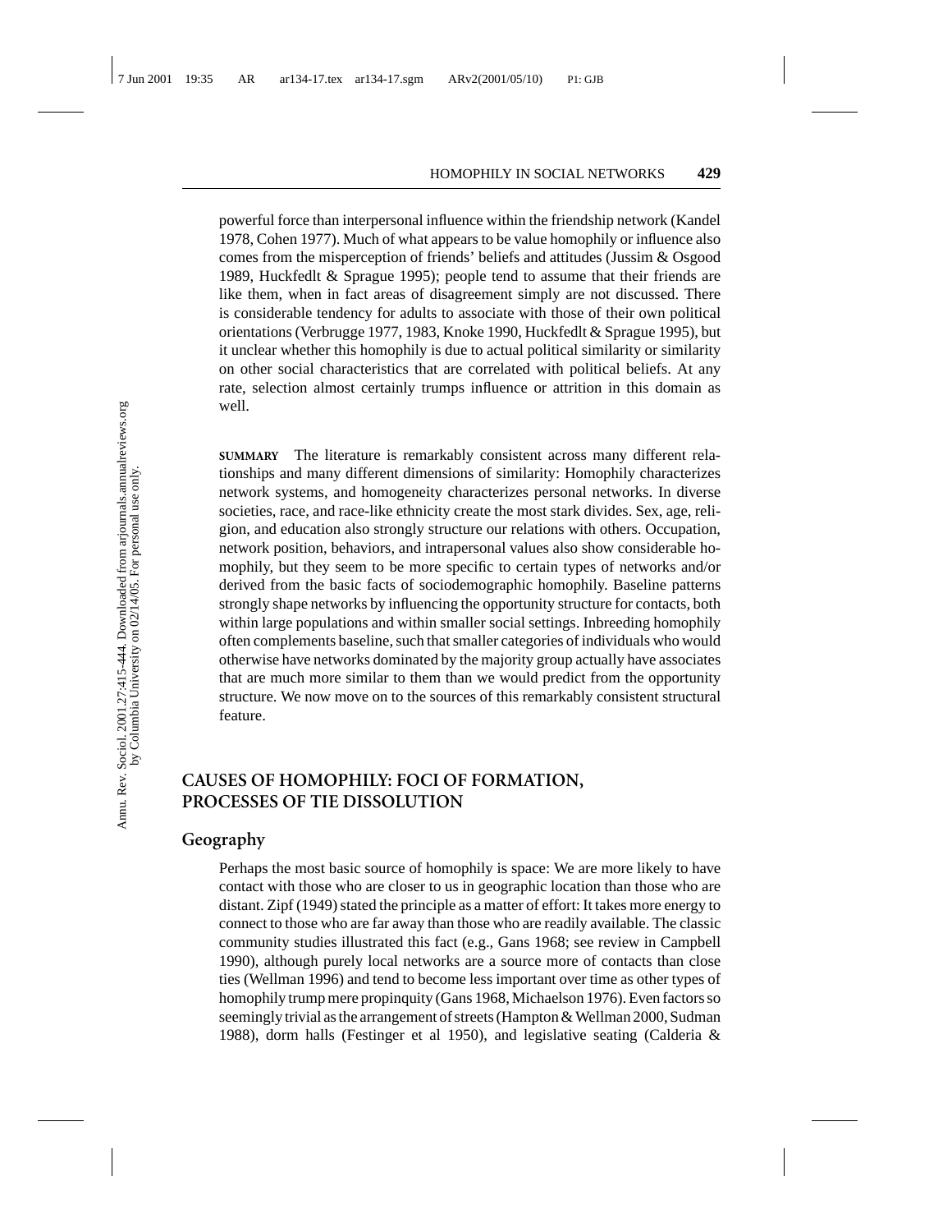powerful force than interpersonal influence within the friendship network (Kandel 1978, Cohen 1977). Much of what appears to be value homophily or influence also comes from the misperception of friends' beliefs and attitudes (Jussim & Osgood 1989, Huckfedlt & Sprague 1995); people tend to assume that their friends are like them, when in fact areas of disagreement simply are not discussed. There is considerable tendency for adults to associate with those of their own political orientations (Verbrugge 1977, 1983, Knoke 1990, Huckfedlt & Sprague 1995), but it unclear whether this homophily is due to actual political similarity or similarity on other social characteristics that are correlated with political beliefs. At any rate, selection almost certainly trumps influence or attrition in this domain as well.

**SUMMARY** The literature is remarkably consistent across many different relationships and many different dimensions of similarity: Homophily characterizes network systems, and homogeneity characterizes personal networks. In diverse societies, race, and race-like ethnicity create the most stark divides. Sex, age, religion, and education also strongly structure our relations with others. Occupation, network position, behaviors, and intrapersonal values also show considerable homophily, but they seem to be more specific to certain types of networks and/or derived from the basic facts of sociodemographic homophily. Baseline patterns strongly shape networks by influencing the opportunity structure for contacts, both within large populations and within smaller social settings. Inbreeding homophily often complements baseline, such that smaller categories of individuals who would otherwise have networks dominated by the majority group actually have associates that are much more similar to them than we would predict from the opportunity structure. We now move on to the sources of this remarkably consistent structural feature.

## CAUSES OF HOMOPHILY: FOCI OF FORMATION, PROCESSES OF TIE DISSOLUTION

### Geography

Perhaps the most basic source of homophily is space: We are more likely to have contact with those who are closer to us in geographic location than those who are distant. Zipf (1949) stated the principle as a matter of effort: It takes more energy to connect to those who are far away than those who are readily available. The classic community studies illustrated this fact (e.g., Gans 1968; see review in Campbell 1990), although purely local networks are a source more of contacts than close ties (Wellman 1996) and tend to become less important over time as other types of homophily trump mere propinquity (Gans 1968, Michaelson 1976). Even factors so seemingly trivial as the arrangement of streets (Hampton & Wellman 2000, Sudman 1988), dorm halls (Festinger et al 1950), and legislative seating (Calderia &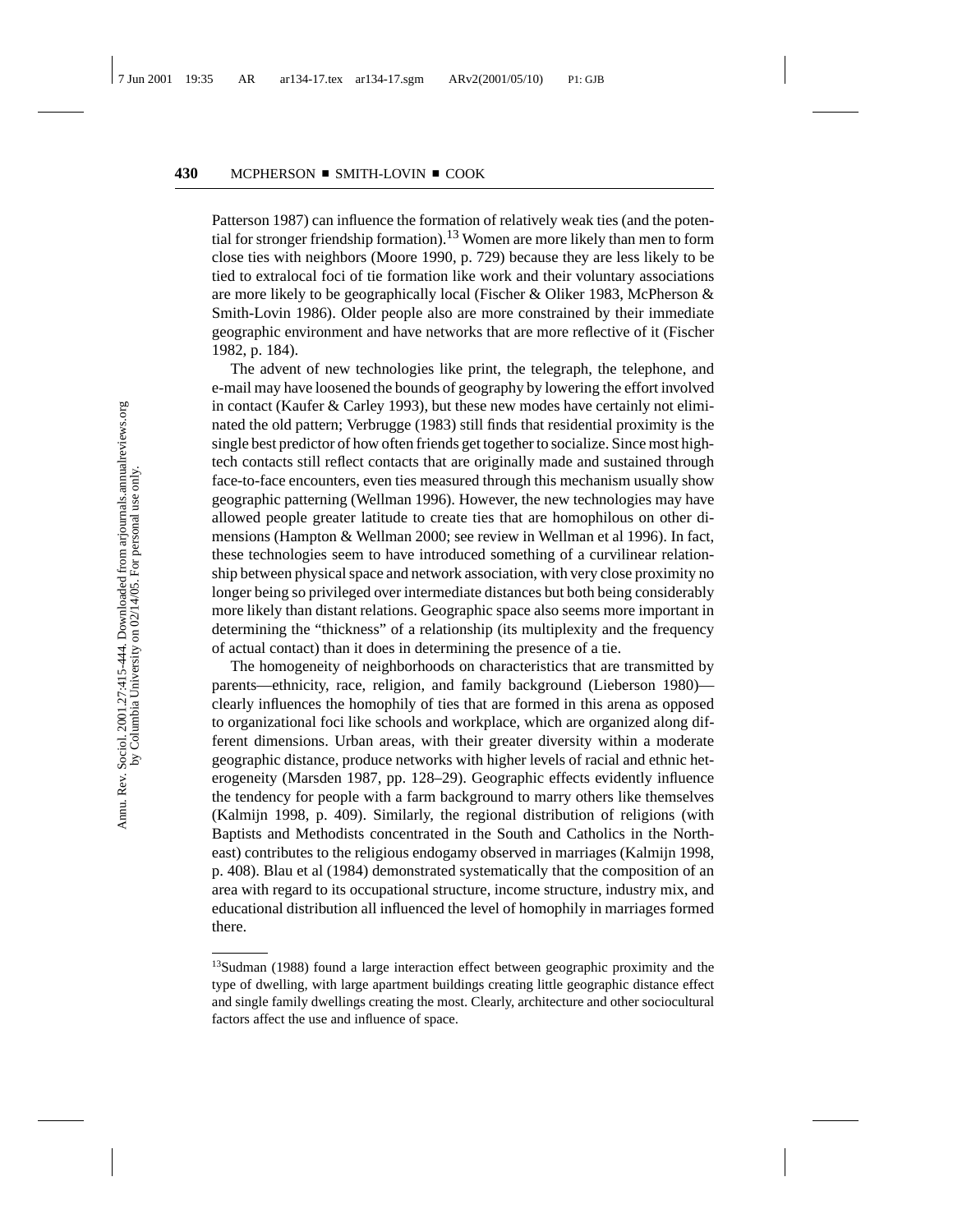Patterson 1987) can influence the formation of relatively weak ties (and the potential for stronger friendship formation).[13] Women are more likely than men to form close ties with neighbors (Moore 1990, p. 729) because they are less likely to be tied to extralocal foci of tie formation like work and their voluntary associations are more likely to be geographically local (Fischer & Oliker 1983, McPherson & Smith-Lovin 1986). Older people also are more constrained by their immediate geographic environment and have networks that are more reflective of it (Fischer 1982, p. 184).

The advent of new technologies like print, the telegraph, the telephone, and e-mail may have loosened the bounds of geography by lowering the effort involved in contact (Kaufer & Carley 1993), but these new modes have certainly not eliminated the old pattern; Verbrugge (1983) still finds that residential proximity is the single best predictor of how often friends get together to socialize. Since most high-tech contacts still reflect contacts that are originally made and sustained through face-to-face encounters, even ties measured through this mechanism usually show geographic patterning (Wellman 1996). However, the new technologies may have allowed people greater latitude to create ties that are homophilous on other dimensions (Hampton & Wellman 2000; see review in Wellman et al 1996). In fact, these technologies seem to have introduced something of a curvilinear relationship between physical space and network association, with very close proximity no longer being so privileged over intermediate distances but both being considerably more likely than distant relations. Geographic space also seems more important in determining the "thickness" of a relationship (its multiplexity and the frequency of actual contact) than it does in determining the presence of a tie.

The homogeneity of neighborhoods on characteristics that are transmitted by parents—ethnicity, race, religion, and family background (Lieberson 1980)—clearly influences the homophily of ties that are formed in this arena as opposed to organizational foci like schools and workplace, which are organized along different dimensions. Urban areas, with their greater diversity within a moderate geographic distance, produce networks with higher levels of racial and ethnic heterogeneity (Marsden 1987, pp. 128–29). Geographic effects evidently influence the tendency for people with a farm background to marry others like themselves (Kalmijn 1998, p. 409). Similarly, the regional distribution of religions (with Baptists and Methodists concentrated in the South and Catholics in the Northeast) contributes to the religious endogamy observed in marriages (Kalmijn 1998, p. 408). Blau et al (1984) demonstrated systematically that the composition of an area with regard to its occupational structure, income structure, industry mix, and educational distribution all influenced the level of homophily in marriages formed there.

---

[13] Sudman (1988) found a large interaction effect between geographic proximity and the type of dwelling, with large apartment buildings creating little geographic distance effect and single family dwellings creating the most. Clearly, architecture and other sociocultural factors affect the use and influence of space.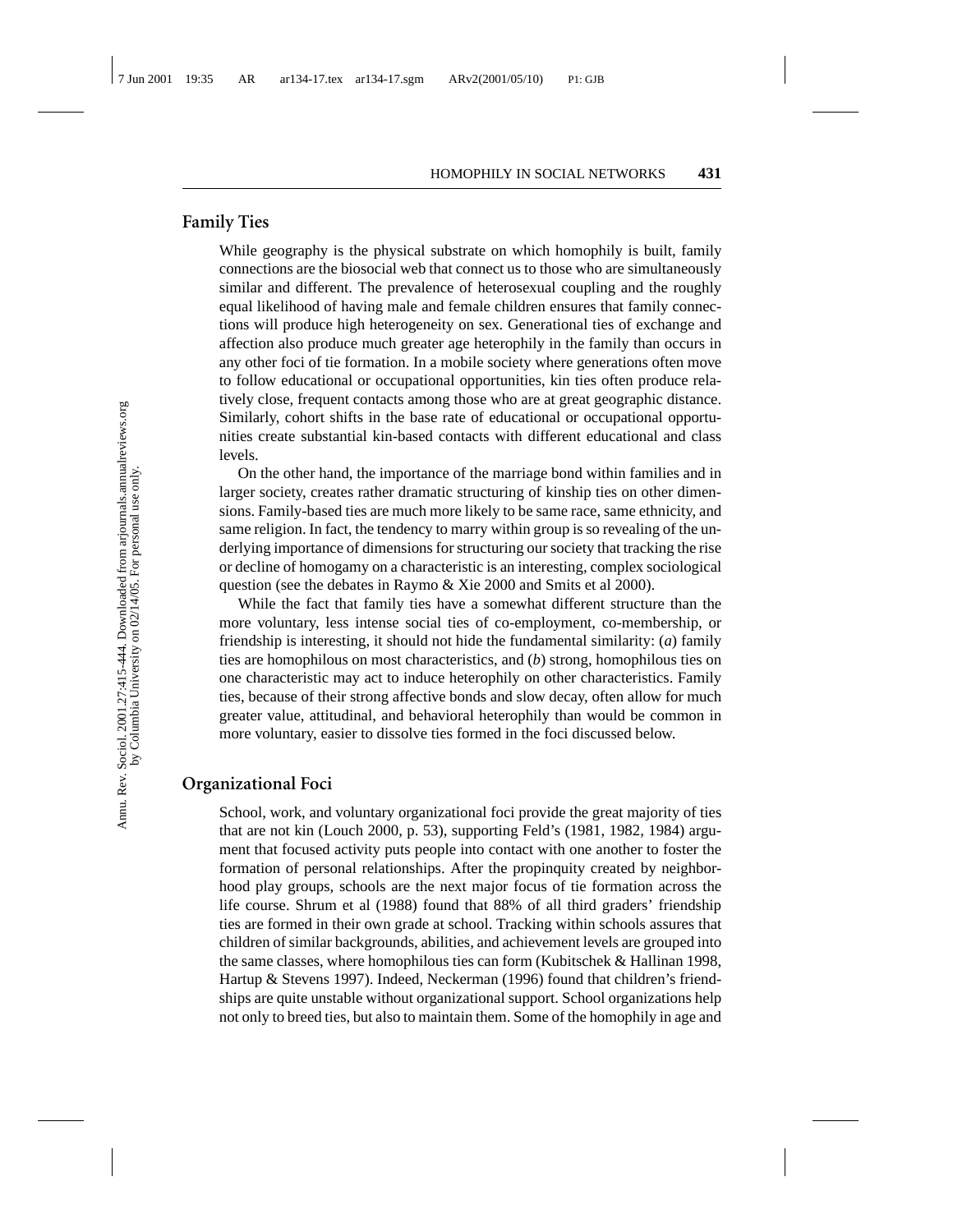## Family Ties

While geography is the physical substrate on which homophily is built, family connections are the biosocial web that connect us to those who are simultaneously similar and different. The prevalence of heterosexual coupling and the roughly equal likelihood of having male and female children ensures that family connections will produce high heterogeneity on sex. Generational ties of exchange and affection also produce much greater age heterophily in the family than occurs in any other foci of tie formation. In a mobile society where generations often move to follow educational or occupational opportunities, kin ties often produce relatively close, frequent contacts among those who are at great geographic distance. Similarly, cohort shifts in the base rate of educational or occupational opportunities create substantial kin-based contacts with different educational and class levels.

On the other hand, the importance of the marriage bond within families and in larger society, creates rather dramatic structuring of kinship ties on other dimensions. Family-based ties are much more likely to be same race, same ethnicity, and same religion. In fact, the tendency to marry within group is so revealing of the underlying importance of dimensions for structuring our society that tracking the rise or decline of homogamy on a characteristic is an interesting, complex sociological question (see the debates in Raymo & Xie 2000 and Smits et al 2000).

While the fact that family ties have a somewhat different structure than the more voluntary, less intense social ties of co-employment, co-membership, or friendship is interesting, it should not hide the fundamental similarity: (*a*) family ties are homophilous on most characteristics, and (*b*) strong, homophilous ties on one characteristic may act to induce heterophily on other characteristics. Family ties, because of their strong affective bonds and slow decay, often allow for much greater value, attitudinal, and behavioral heterophily than would be common in more voluntary, easier to dissolve ties formed in the foci discussed below.

## Organizational Foci

School, work, and voluntary organizational foci provide the great majority of ties that are not kin (Louch 2000, p. 53), supporting Feld's (1981, 1982, 1984) argument that focused activity puts people into contact with one another to foster the formation of personal relationships. After the propinquity created by neighborhood play groups, schools are the next major focus of tie formation across the life course. Shrum et al (1988) found that 88% of all third graders' friendship ties are formed in their own grade at school. Tracking within schools assures that children of similar backgrounds, abilities, and achievement levels are grouped into the same classes, where homophilous ties can form (Kubitschek & Hallinan 1998, Hartup & Stevens 1997). Indeed, Neckerman (1996) found that children's friendships are quite unstable without organizational support. School organizations help not only to breed ties, but also to maintain them. Some of the homophily in age and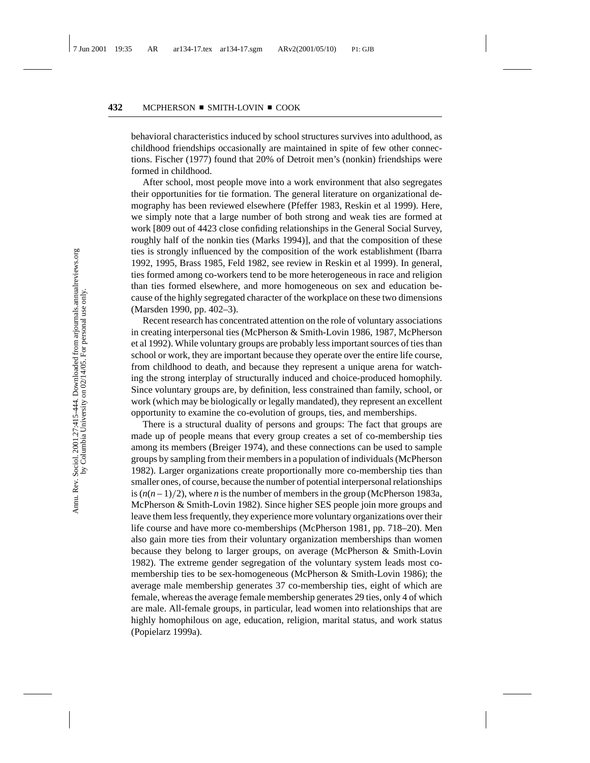behavioral characteristics induced by school structures survives into adulthood, as childhood friendships occasionally are maintained in spite of few other connections. Fischer (1977) found that 20% of Detroit men's (nonkin) friendships were formed in childhood.

After school, most people move into a work environment that also segregates their opportunities for tie formation. The general literature on organizational demography has been reviewed elsewhere (Pfeffer 1983, Reskin et al 1999). Here, we simply note that a large number of both strong and weak ties are formed at work [809 out of 4423 close confiding relationships in the General Social Survey, roughly half of the nonkin ties (Marks 1994)], and that the composition of these ties is strongly influenced by the composition of the work establishment (Ibarra 1992, 1995, Brass 1985, Feld 1982, see review in Reskin et al 1999). In general, ties formed among co-workers tend to be more heterogeneous in race and religion than ties formed elsewhere, and more homogeneous on sex and education because of the highly segregated character of the workplace on these two dimensions (Marsden 1990, pp. 402–3).

Recent research has concentrated attention on the role of voluntary associations in creating interpersonal ties (McPherson & Smith-Lovin 1986, 1987, McPherson et al 1992). While voluntary groups are probably less important sources of ties than school or work, they are important because they operate over the entire life course, from childhood to death, and because they represent a unique arena for watching the strong interplay of structurally induced and choice-produced homophily. Since voluntary groups are, by definition, less constrained than family, school, or work (which may be biologically or legally mandated), they represent an excellent opportunity to examine the co-evolution of groups, ties, and memberships.

There is a structural duality of persons and groups: The fact that groups are made up of people means that every group creates a set of co-membership ties among its members (Breiger 1974), and these connections can be used to sample groups by sampling from their members in a population of individuals (McPherson 1982). Larger organizations create proportionally more co-membership ties than smaller ones, of course, because the number of potential interpersonal relationships is $(n(n-1)/2)$, where $n$ is the number of members in the group (McPherson 1983a, McPherson & Smith-Lovin 1982). Since higher SES people join more groups and leave them less frequently, they experience more voluntary organizations over their life course and have more co-memberships (McPherson 1981, pp. 718–20). Men also gain more ties from their voluntary organization memberships than women because they belong to larger groups, on average (McPherson & Smith-Lovin 1982). The extreme gender segregation of the voluntary system leads most co-membership ties to be sex-homogeneous (McPherson & Smith-Lovin 1986); the average male membership generates 37 co-membership ties, eight of which are female, whereas the average female membership generates 29 ties, only 4 of which are male. All-female groups, in particular, lead women into relationships that are highly homophilous on age, education, religion, marital status, and work status (Popielarz 1999a).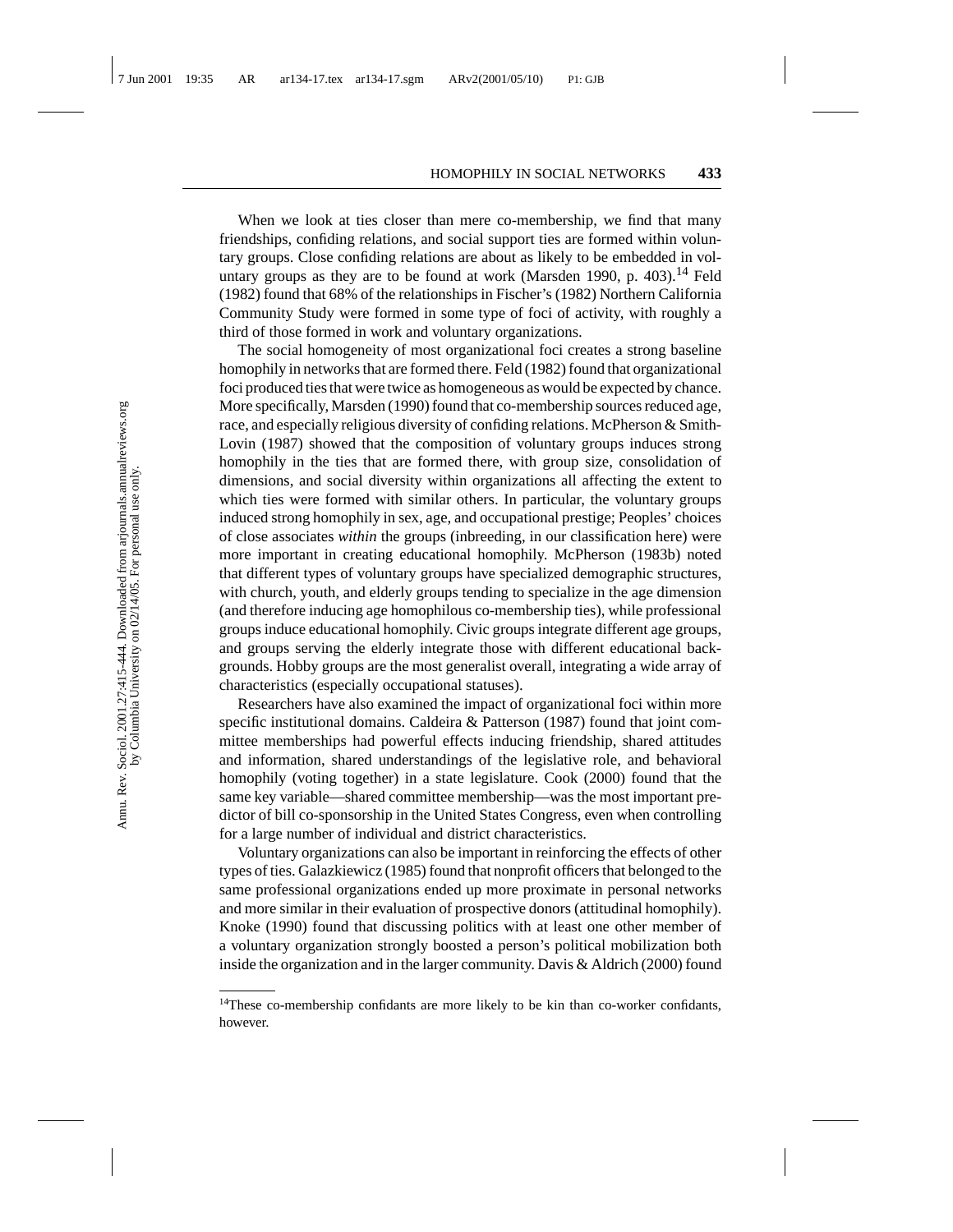When we look at ties closer than mere co-membership, we find that many friendships, confiding relations, and social support ties are formed within voluntary groups. Close confiding relations are about as likely to be embedded in voluntary groups as they are to be found at work (Marsden 1990, p. 403).[14] Feld (1982) found that 68% of the relationships in Fischer's (1982) Northern California Community Study were formed in some type of foci of activity, with roughly a third of those formed in work and voluntary organizations.

The social homogeneity of most organizational foci creates a strong baseline homophily in networks that are formed there. Feld (1982) found that organizational foci produced ties that were twice as homogeneous as would be expected by chance. More specifically, Marsden (1990) found that co-membership sources reduced age, race, and especially religious diversity of confiding relations. McPherson & Smith-Lovin (1987) showed that the composition of voluntary groups induces strong homophily in the ties that are formed there, with group size, consolidation of dimensions, and social diversity within organizations all affecting the extent to which ties were formed with similar others. In particular, the voluntary groups induced strong homophily in sex, age, and occupational prestige; Peoples' choices of close associates *within* the groups (inbreeding, in our classification here) were more important in creating educational homophily. McPherson (1983b) noted that different types of voluntary groups have specialized demographic structures, with church, youth, and elderly groups tending to specialize in the age dimension (and therefore inducing age homophilous co-membership ties), while professional groups induce educational homophily. Civic groups integrate different age groups, and groups serving the elderly integrate those with different educational backgrounds. Hobby groups are the most generalist overall, integrating a wide array of characteristics (especially occupational statuses).

Researchers have also examined the impact of organizational foci within more specific institutional domains. Caldeira & Patterson (1987) found that joint committee memberships had powerful effects inducing friendship, shared attitudes and information, shared understandings of the legislative role, and behavioral homophily (voting together) in a state legislature. Cook (2000) found that the same key variable—shared committee membership—was the most important predictor of bill co-sponsorship in the United States Congress, even when controlling for a large number of individual and district characteristics.

Voluntary organizations can also be important in reinforcing the effects of other types of ties. Galazkiewicz (1985) found that nonprofit officers that belonged to the same professional organizations ended up more proximate in personal networks and more similar in their evaluation of prospective donors (attitudinal homophily). Knoke (1990) found that discussing politics with at least one other member of a voluntary organization strongly boosted a person's political mobilization both inside the organization and in the larger community. Davis & Aldrich (2000) found

[14]These co-membership confidants are more likely to be kin than co-worker confidants, however.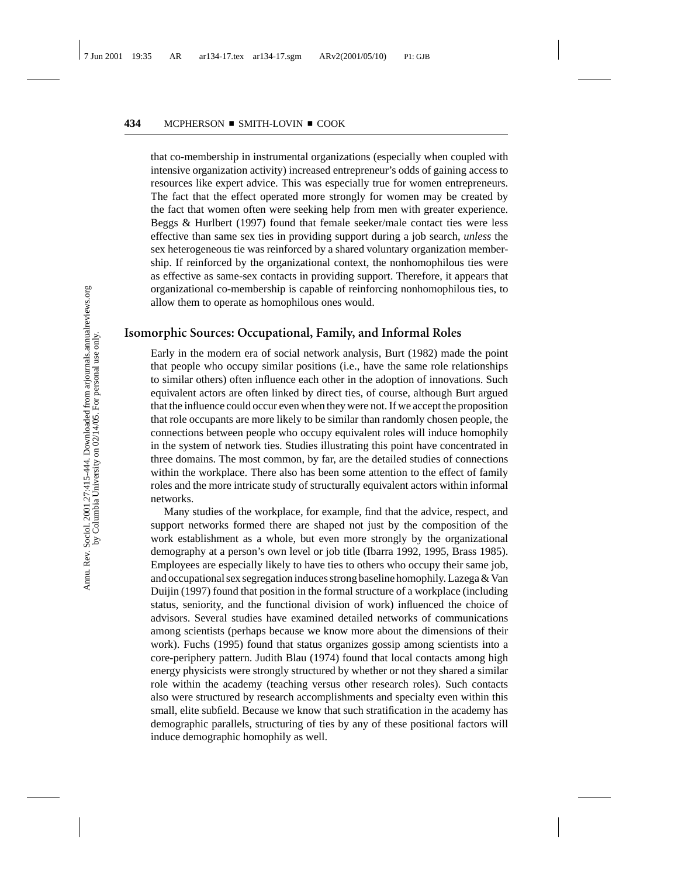that co-membership in instrumental organizations (especially when coupled with intensive organization activity) increased entrepreneur's odds of gaining access to resources like expert advice. This was especially true for women entrepreneurs. The fact that the effect operated more strongly for women may be created by the fact that women often were seeking help from men with greater experience. Beggs & Hurlbert (1997) found that female seeker/male contact ties were less effective than same sex ties in providing support during a job search, *unless* the sex heterogeneous tie was reinforced by a shared voluntary organization membership. If reinforced by the organizational context, the nonhomophilous ties were as effective as same-sex contacts in providing support. Therefore, it appears that organizational co-membership is capable of reinforcing nonhomophilous ties, to allow them to operate as homophilous ones would.

## Isomorphic Sources: Occupational, Family, and Informal Roles

Early in the modern era of social network analysis, Burt (1982) made the point that people who occupy similar positions (i.e., have the same role relationships to similar others) often influence each other in the adoption of innovations. Such equivalent actors are often linked by direct ties, of course, although Burt argued that the influence could occur even when they were not. If we accept the proposition that role occupants are more likely to be similar than randomly chosen people, the connections between people who occupy equivalent roles will induce homophily in the system of network ties. Studies illustrating this point have concentrated in three domains. The most common, by far, are the detailed studies of connections within the workplace. There also has been some attention to the effect of family roles and the more intricate study of structurally equivalent actors within informal networks.

Many studies of the workplace, for example, find that the advice, respect, and support networks formed there are shaped not just by the composition of the work establishment as a whole, but even more strongly by the organizational demography at a person's own level or job title (Ibarra 1992, 1995, Brass 1985). Employees are especially likely to have ties to others who occupy their same job, and occupational sex segregation induces strong baseline homophily. Lazega & Van Duijin (1997) found that position in the formal structure of a workplace (including status, seniority, and the functional division of work) influenced the choice of advisors. Several studies have examined detailed networks of communications among scientists (perhaps because we know more about the dimensions of their work). Fuchs (1995) found that status organizes gossip among scientists into a core-periphery pattern. Judith Blau (1974) found that local contacts among high energy physicists were strongly structured by whether or not they shared a similar role within the academy (teaching versus other research roles). Such contacts also were structured by research accomplishments and specialty even within this small, elite subfield. Because we know that such stratification in the academy has demographic parallels, structuring of ties by any of these positional factors will induce demographic homophily as well.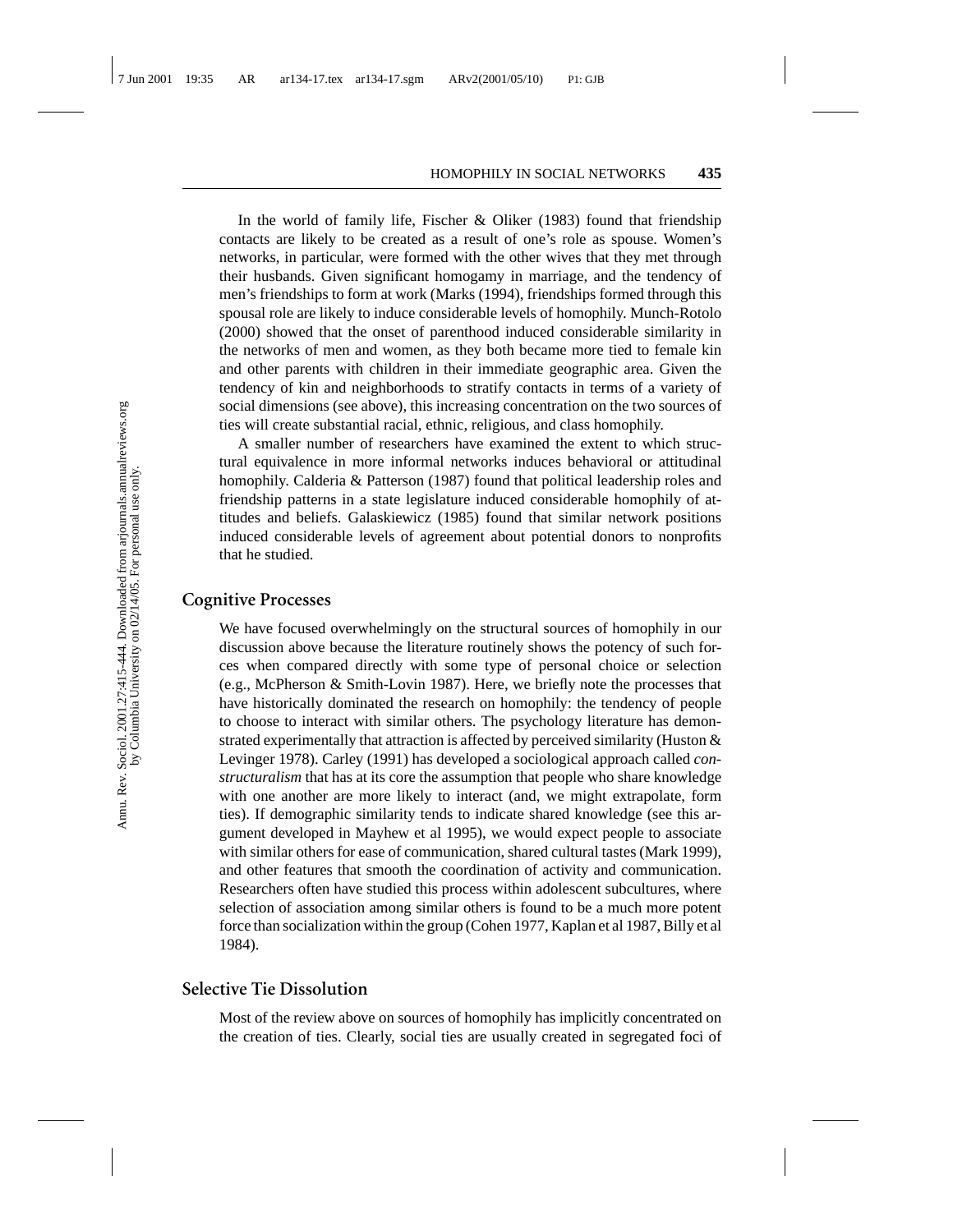In the world of family life, Fischer & Oliker (1983) found that friendship contacts are likely to be created as a result of one's role as spouse. Women's networks, in particular, were formed with the other wives that they met through their husbands. Given significant homogamy in marriage, and the tendency of men's friendships to form at work (Marks (1994), friendships formed through this spousal role are likely to induce considerable levels of homophily. Munch-Rotolo (2000) showed that the onset of parenthood induced considerable similarity in the networks of men and women, as they both became more tied to female kin and other parents with children in their immediate geographic area. Given the tendency of kin and neighborhoods to stratify contacts in terms of a variety of social dimensions (see above), this increasing concentration on the two sources of ties will create substantial racial, ethnic, religious, and class homophily.

A smaller number of researchers have examined the extent to which structural equivalence in more informal networks induces behavioral or attitudinal homophily. Calderia & Patterson (1987) found that political leadership roles and friendship patterns in a state legislature induced considerable homophily of attitudes and beliefs. Galaskiewicz (1985) found that similar network positions induced considerable levels of agreement about potential donors to nonprofits that he studied.

## Cognitive Processes

We have focused overwhelmingly on the structural sources of homophily in our discussion above because the literature routinely shows the potency of such forces when compared directly with some type of personal choice or selection (e.g., McPherson & Smith-Lovin 1987). Here, we briefly note the processes that have historically dominated the research on homophily: the tendency of people to choose to interact with similar others. The psychology literature has demonstrated experimentally that attraction is affected by perceived similarity (Huston & Levinger 1978). Carley (1991) has developed a sociological approach called *constructuralism* that has at its core the assumption that people who share knowledge with one another are more likely to interact (and, we might extrapolate, form ties). If demographic similarity tends to indicate shared knowledge (see this argument developed in Mayhew et al 1995), we would expect people to associate with similar others for ease of communication, shared cultural tastes (Mark 1999), and other features that smooth the coordination of activity and communication. Researchers often have studied this process within adolescent subcultures, where selection of association among similar others is found to be a much more potent force than socialization within the group (Cohen 1977, Kaplan et al 1987, Billy et al 1984).

## Selective Tie Dissolution

Most of the review above on sources of homophily has implicitly concentrated on the creation of ties. Clearly, social ties are usually created in segregated foci of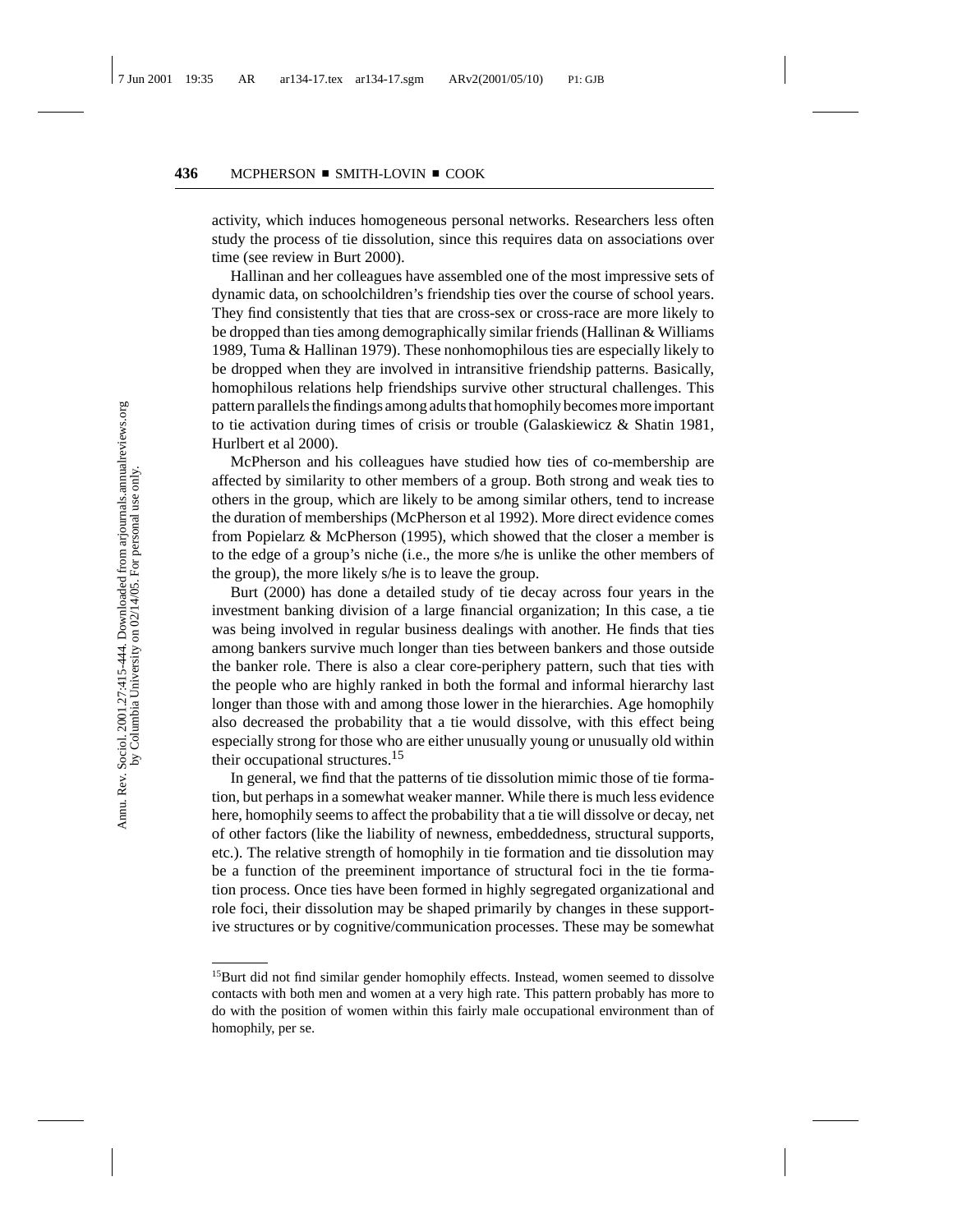activity, which induces homogeneous personal networks. Researchers less often study the process of tie dissolution, since this requires data on associations over time (see review in Burt 2000).

Hallinan and her colleagues have assembled one of the most impressive sets of dynamic data, on schoolchildren's friendship ties over the course of school years. They find consistently that ties that are cross-sex or cross-race are more likely to be dropped than ties among demographically similar friends (Hallinan & Williams 1989, Tuma & Hallinan 1979). These nonhomophilous ties are especially likely to be dropped when they are involved in intransitive friendship patterns. Basically, homophilous relations help friendships survive other structural challenges. This pattern parallels the findings among adults that homophily becomes more important to tie activation during times of crisis or trouble (Galaskiewicz & Shatin 1981, Hurlbert et al 2000).

McPherson and his colleagues have studied how ties of co-membership are affected by similarity to other members of a group. Both strong and weak ties to others in the group, which are likely to be among similar others, tend to increase the duration of memberships (McPherson et al 1992). More direct evidence comes from Popielarz & McPherson (1995), which showed that the closer a member is to the edge of a group's niche (i.e., the more s/he is unlike the other members of the group), the more likely s/he is to leave the group.

Burt (2000) has done a detailed study of tie decay across four years in the investment banking division of a large financial organization; In this case, a tie was being involved in regular business dealings with another. He finds that ties among bankers survive much longer than ties between bankers and those outside the banker role. There is also a clear core-periphery pattern, such that ties with the people who are highly ranked in both the formal and informal hierarchy last longer than those with and among those lower in the hierarchies. Age homophily also decreased the probability that a tie would dissolve, with this effect being especially strong for those who are either unusually young or unusually old within their occupational structures.[15]

In general, we find that the patterns of tie dissolution mimic those of tie formation, but perhaps in a somewhat weaker manner. While there is much less evidence here, homophily seems to affect the probability that a tie will dissolve or decay, net of other factors (like the liability of newness, embeddedness, structural supports, etc.). The relative strength of homophily in tie formation and tie dissolution may be a function of the preeminent importance of structural foci in the tie formation process. Once ties have been formed in highly segregated organizational and role foci, their dissolution may be shaped primarily by changes in these supportive structures or by cognitive/communication processes. These may be somewhat

---

[15]Burt did not find similar gender homophily effects. Instead, women seemed to dissolve contacts with both men and women at a very high rate. This pattern probably has more to do with the position of women within this fairly male occupational environment than of homophily, per se.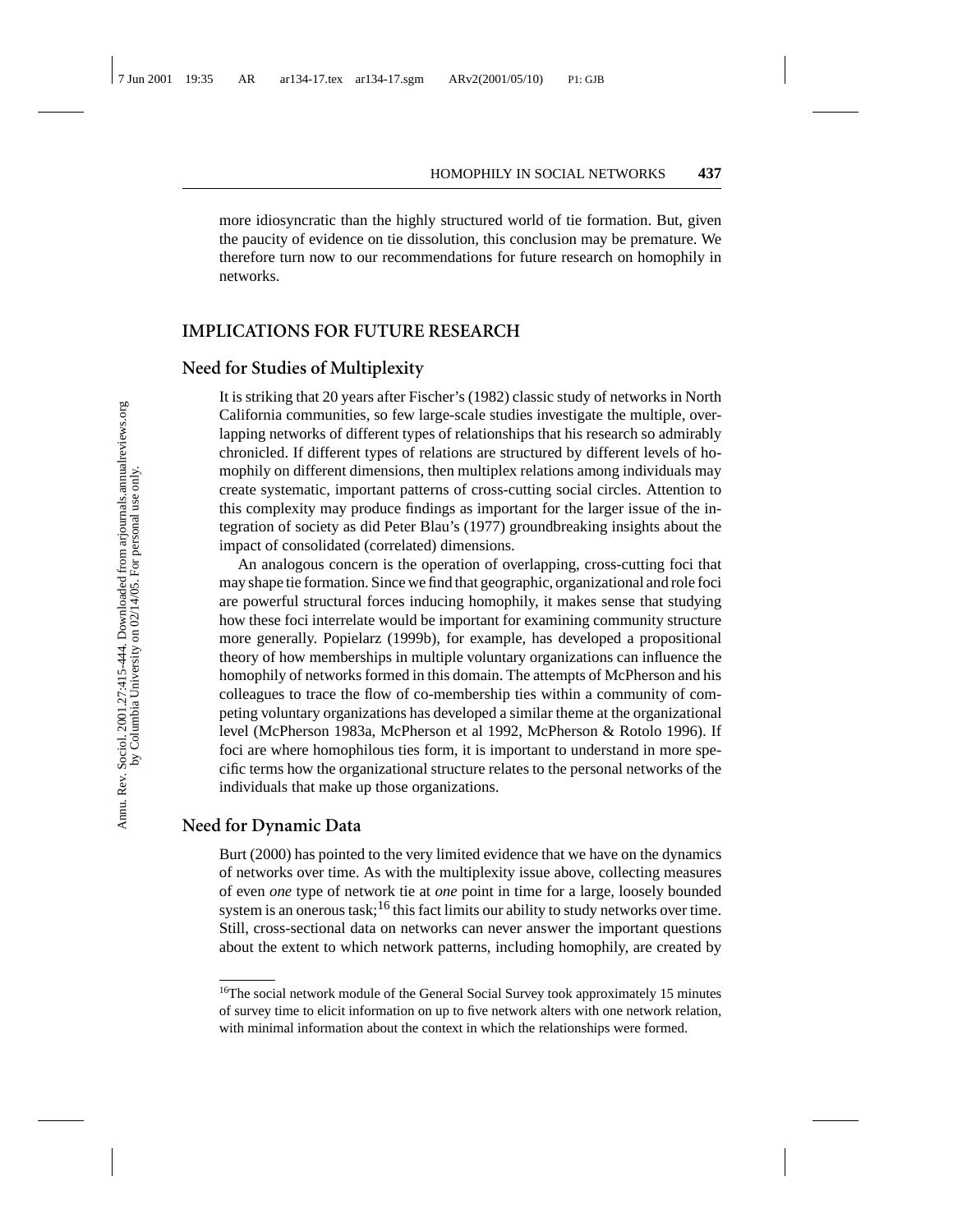more idiosyncratic than the highly structured world of tie formation. But, given the paucity of evidence on tie dissolution, this conclusion may be premature. We therefore turn now to our recommendations for future research on homophily in networks.

## IMPLICATIONS FOR FUTURE RESEARCH

### Need for Studies of Multiplexity

It is striking that 20 years after Fischer's (1982) classic study of networks in North California communities, so few large-scale studies investigate the multiple, overlapping networks of different types of relationships that his research so admirably chronicled. If different types of relations are structured by different levels of homophily on different dimensions, then multiplex relations among individuals may create systematic, important patterns of cross-cutting social circles. Attention to this complexity may produce findings as important for the larger issue of the integration of society as did Peter Blau's (1977) groundbreaking insights about the impact of consolidated (correlated) dimensions.

An analogous concern is the operation of overlapping, cross-cutting foci that may shape tie formation. Since we find that geographic, organizational and role foci are powerful structural forces inducing homophily, it makes sense that studying how these foci interrelate would be important for examining community structure more generally. Popielarz (1999b), for example, has developed a propositional theory of how memberships in multiple voluntary organizations can influence the homophily of networks formed in this domain. The attempts of McPherson and his colleagues to trace the flow of co-membership ties within a community of competing voluntary organizations has developed a similar theme at the organizational level (McPherson 1983a, McPherson et al 1992, McPherson & Rotolo 1996). If foci are where homophilous ties form, it is important to understand in more specific terms how the organizational structure relates to the personal networks of the individuals that make up those organizations.

### Need for Dynamic Data

Burt (2000) has pointed to the very limited evidence that we have on the dynamics of networks over time. As with the multiplexity issue above, collecting measures of even *one* type of network tie at *one* point in time for a large, loosely bounded system is an onerous task;[16] this fact limits our ability to study networks over time. Still, cross-sectional data on networks can never answer the important questions about the extent to which network patterns, including homophily, are created by

[16]The social network module of the General Social Survey took approximately 15 minutes of survey time to elicit information on up to five network alters with one network relation, with minimal information about the context in which the relationships were formed.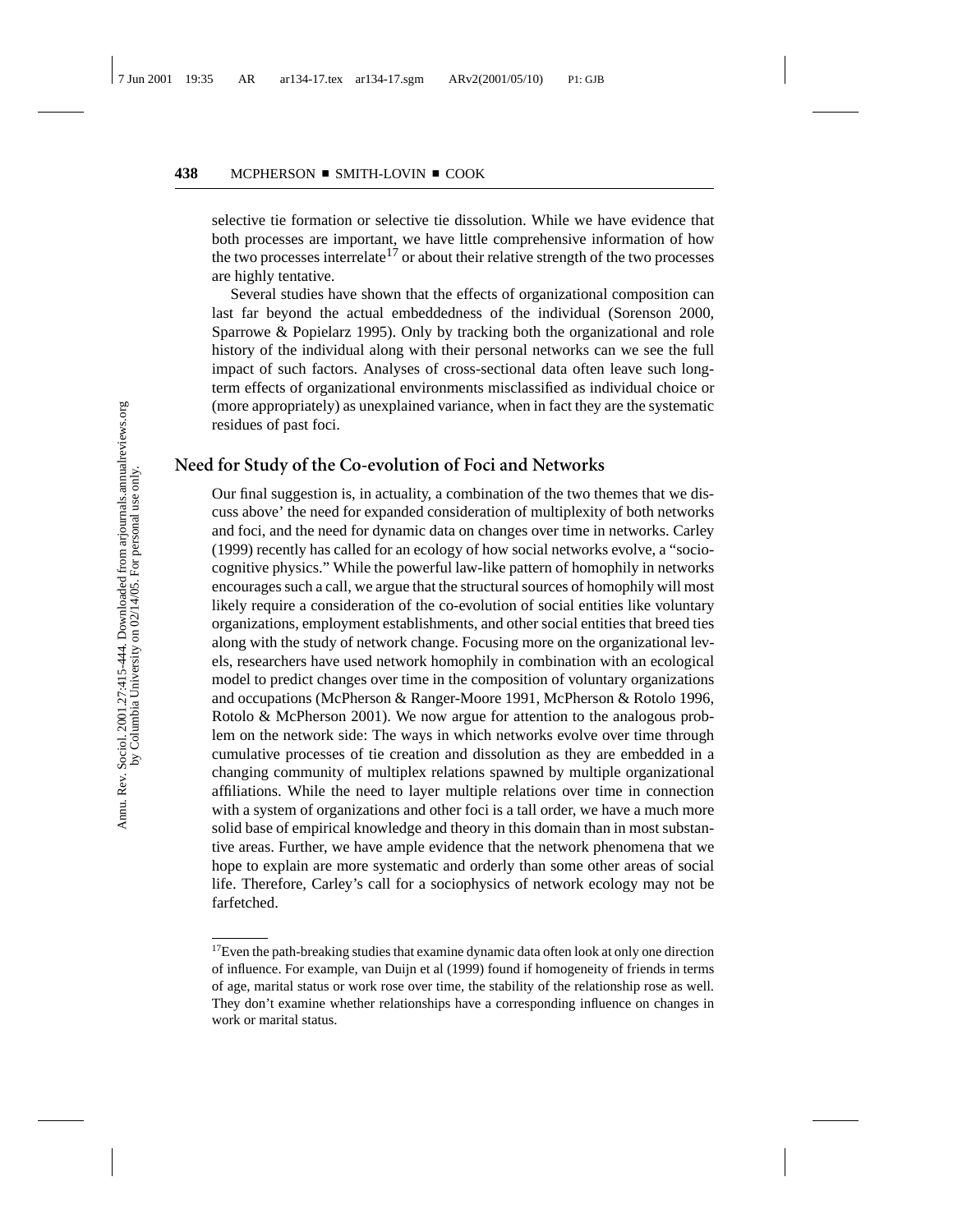selective tie formation or selective tie dissolution. While we have evidence that both processes are important, we have little comprehensive information of how the two processes interrelate[17] or about their relative strength of the two processes are highly tentative.

Several studies have shown that the effects of organizational composition can last far beyond the actual embeddedness of the individual (Sorenson 2000, Sparrowe & Popielarz 1995). Only by tracking both the organizational and role history of the individual along with their personal networks can we see the full impact of such factors. Analyses of cross-sectional data often leave such long-term effects of organizational environments misclassified as individual choice or (more appropriately) as unexplained variance, when in fact they are the systematic residues of past foci.

## Need for Study of the Co-evolution of Foci and Networks

Our final suggestion is, in actuality, a combination of the two themes that we discuss above' the need for expanded consideration of multiplexity of both networks and foci, and the need for dynamic data on changes over time in networks. Carley (1999) recently has called for an ecology of how social networks evolve, a "socio-cognitive physics." While the powerful law-like pattern of homophily in networks encourages such a call, we argue that the structural sources of homophily will most likely require a consideration of the co-evolution of social entities like voluntary organizations, employment establishments, and other social entities that breed ties along with the study of network change. Focusing more on the organizational levels, researchers have used network homophily in combination with an ecological model to predict changes over time in the composition of voluntary organizations and occupations (McPherson & Ranger-Moore 1991, McPherson & Rotolo 1996, Rotolo & McPherson 2001). We now argue for attention to the analogous problem on the network side: The ways in which networks evolve over time through cumulative processes of tie creation and dissolution as they are embedded in a changing community of multiplex relations spawned by multiple organizational affiliations. While the need to layer multiple relations over time in connection with a system of organizations and other foci is a tall order, we have a much more solid base of empirical knowledge and theory in this domain than in most substantive areas. Further, we have ample evidence that the network phenomena that we hope to explain are more systematic and orderly than some other areas of social life. Therefore, Carley's call for a sociophysics of network ecology may not be farfetched.

[17]Even the path-breaking studies that examine dynamic data often look at only one direction of influence. For example, van Duijn et al (1999) found if homogeneity of friends in terms of age, marital status or work rose over time, the stability of the relationship rose as well. They don't examine whether relationships have a corresponding influence on changes in work or marital status.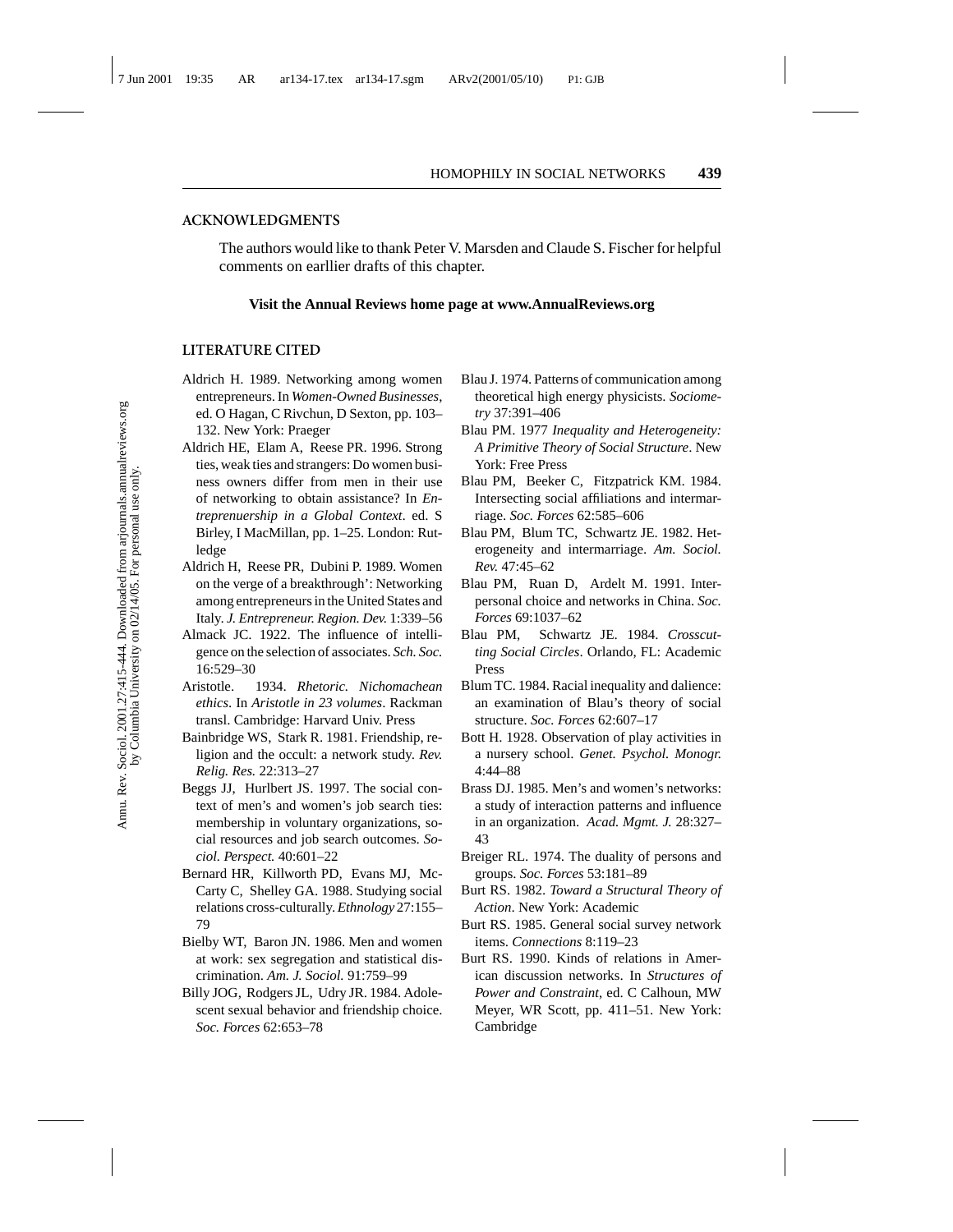## ACKNOWLEDGMENTS

The authors would like to thank Peter V. Marsden and Claude S. Fischer for helpful comments on earllier drafts of this chapter.

**Visit the Annual Reviews home page at www.AnnualReviews.org**

## LITERATURE CITED

Aldrich H. 1989. Networking among women entrepreneurs. In *Women-Owned Businesses*, ed. O Hagan, C Rivchun, D Sexton, pp. 103–132. New York: Praeger

Aldrich HE, Elam A, Reese PR. 1996. Strong ties, weak ties and strangers: Do women business owners differ from men in their use of networking to obtain assistance? In *Entreprenuership in a Global Context*. ed. S Birley, I MacMillan, pp. 1–25. London: Rutledge

Aldrich H, Reese PR, Dubini P. 1989. Women on the verge of a breakthrough': Networking among entrepreneurs in the United States and Italy. *J. Entrepreneur. Region. Dev.* 1:339–56

Almack JC. 1922. The influence of intelligence on the selection of associates. *Sch. Soc.* 16:529–30

Aristotle. 1934. *Rhetoric. Nichomachean ethics*. In *Aristotle in 23 volumes*. Rackman transl. Cambridge: Harvard Univ. Press

Bainbridge WS, Stark R. 1981. Friendship, religion and the occult: a network study. *Rev. Relig. Res.* 22:313–27

Beggs JJ, Hurlbert JS. 1997. The social context of men's and women's job search ties: membership in voluntary organizations, social resources and job search outcomes. *Sociol. Perspect.* 40:601–22

Bernard HR, Killworth PD, Evans MJ, McCarty C, Shelley GA. 1988. Studying social relations cross-culturally. *Ethnology* 27:155–79

Bielby WT, Baron JN. 1986. Men and women at work: sex segregation and statistical discrimination. *Am. J. Sociol.* 91:759–99

Billy JOG, Rodgers JL, Udry JR. 1984. Adolescent sexual behavior and friendship choice. *Soc. Forces* 62:653–78

Blau J. 1974. Patterns of communication among theoretical high energy physicists. *Sociometry* 37:391–406

Blau PM. 1977 *Inequality and Heterogeneity: A Primitive Theory of Social Structure*. New York: Free Press

Blau PM, Beeker C, Fitzpatrick KM. 1984. Intersecting social affiliations and intermarriage. *Soc. Forces* 62:585–606

Blau PM, Blum TC, Schwartz JE. 1982. Heterogeneity and intermarriage. *Am. Sociol. Rev.* 47:45–62

Blau PM, Ruan D, Ardelt M. 1991. Interpersonal choice and networks in China. *Soc. Forces* 69:1037–62

Blau PM, Schwartz JE. 1984. *Crosscutting Social Circles*. Orlando, FL: Academic Press

Blum TC. 1984. Racial inequality and dalience: an examination of Blau's theory of social structure. *Soc. Forces* 62:607–17

Bott H. 1928. Observation of play activities in a nursery school. *Genet. Psychol. Monogr.* 4:44–88

Brass DJ. 1985. Men's and women's networks: a study of interaction patterns and influence in an organization. *Acad. Mgmt. J.* 28:327–43

Breiger RL. 1974. The duality of persons and groups. *Soc. Forces* 53:181–89

Burt RS. 1982. *Toward a Structural Theory of Action*. New York: Academic

Burt RS. 1985. General social survey network items. *Connections* 8:119–23

Burt RS. 1990. Kinds of relations in American discussion networks. In *Structures of Power and Constraint*, ed. C Calhoun, MW Meyer, WR Scott, pp. 411–51. New York: Cambridge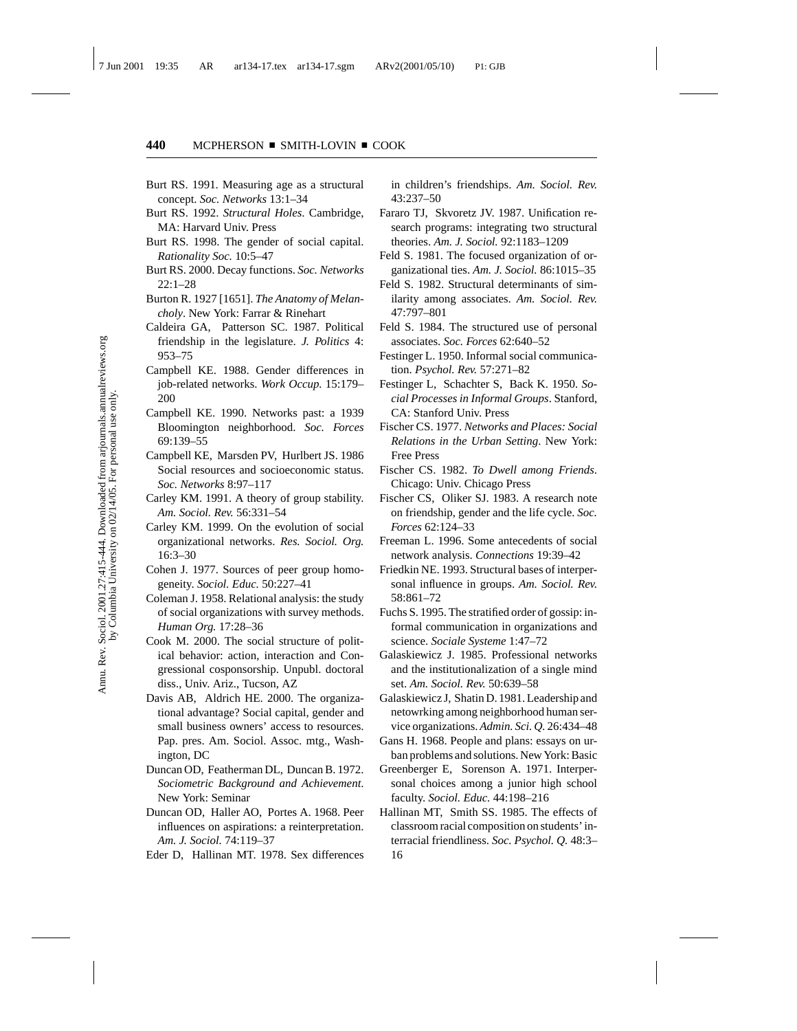Burt RS. 1991. Measuring age as a structural concept. *Soc. Networks* 13:1–34

Burt RS. 1992. *Structural Holes*. Cambridge, MA: Harvard Univ. Press

Burt RS. 1998. The gender of social capital. *Rationality Soc.* 10:5–47

Burt RS. 2000. Decay functions. *Soc. Networks* 22:1–28

Burton R. 1927 [1651]. *The Anatomy of Melancholy*. New York: Farrar & Rinehart

Caldeira GA, Patterson SC. 1987. Political friendship in the legislature. *J. Politics* 4: 953–75

Campbell KE. 1988. Gender differences in job-related networks. *Work Occup.* 15:179–200

Campbell KE. 1990. Networks past: a 1939 Bloomington neighborhood. *Soc. Forces* 69:139–55

Campbell KE, Marsden PV, Hurlbert JS. 1986 Social resources and socioeconomic status. *Soc. Networks* 8:97–117

Carley KM. 1991. A theory of group stability. *Am. Sociol. Rev.* 56:331–54

Carley KM. 1999. On the evolution of social organizational networks. *Res. Sociol. Org.* 16:3–30

Cohen J. 1977. Sources of peer group homogeneity. *Sociol. Educ.* 50:227–41

Coleman J. 1958. Relational analysis: the study of social organizations with survey methods. *Human Org.* 17:28–36

Cook M. 2000. The social structure of political behavior: action, interaction and Congressional cosponsorship. Unpubl. doctoral diss., Univ. Ariz., Tucson, AZ

Davis AB, Aldrich HE. 2000. The organizational advantage? Social capital, gender and small business owners' access to resources. Pap. pres. Am. Sociol. Assoc. mtg., Washington, DC

Duncan OD, Featherman DL, Duncan B. 1972. *Sociometric Background and Achievement*. New York: Seminar

Duncan OD, Haller AO, Portes A. 1968. Peer influences on aspirations: a reinterpretation. *Am. J. Sociol.* 74:119–37

Eder D, Hallinan MT. 1978. Sex differences in children's friendships. *Am. Sociol. Rev.* 43:237–50

Fararo TJ, Skvoretz JV. 1987. Unification research programs: integrating two structural theories. *Am. J. Sociol.* 92:1183–1209

Feld S. 1981. The focused organization of organizational ties. *Am. J. Sociol.* 86:1015–35

Feld S. 1982. Structural determinants of similarity among associates. *Am. Sociol. Rev.* 47:797–801

Feld S. 1984. The structured use of personal associates. *Soc. Forces* 62:640–52

Festinger L. 1950. Informal social communication. *Psychol. Rev.* 57:271–82

Festinger L, Schachter S, Back K. 1950. *Social Processes in Informal Groups*. Stanford, CA: Stanford Univ. Press

Fischer CS. 1977. *Networks and Places: Social Relations in the Urban Setting*. New York: Free Press

Fischer CS. 1982. *To Dwell among Friends*. Chicago: Univ. Chicago Press

Fischer CS, Oliker SJ. 1983. A research note on friendship, gender and the life cycle. *Soc. Forces* 62:124–33

Freeman L. 1996. Some antecedents of social network analysis. *Connections* 19:39–42

Friedkin NE. 1993. Structural bases of interpersonal influence in groups. *Am. Sociol. Rev.* 58:861–72

Fuchs S. 1995. The stratified order of gossip: informal communication in organizations and science. *Sociale Systeme* 1:47–72

Galaskiewicz J. 1985. Professional networks and the institutionalization of a single mind set. *Am. Sociol. Rev.* 50:639–58

Galaskiewicz J, Shatin D. 1981. Leadership and netowrking among neighborhood human service organizations. *Admin. Sci. Q.* 26:434–48

Gans H. 1968. People and plans: essays on urban problems and solutions. New York: Basic

Greenberger E, Sorenson A. 1971. Interpersonal choices among a junior high school faculty. *Sociol. Educ.* 44:198–216

Hallinan MT, Smith SS. 1985. The effects of classroom racial composition on students' interracial friendliness. *Soc. Psychol. Q.* 48:3–16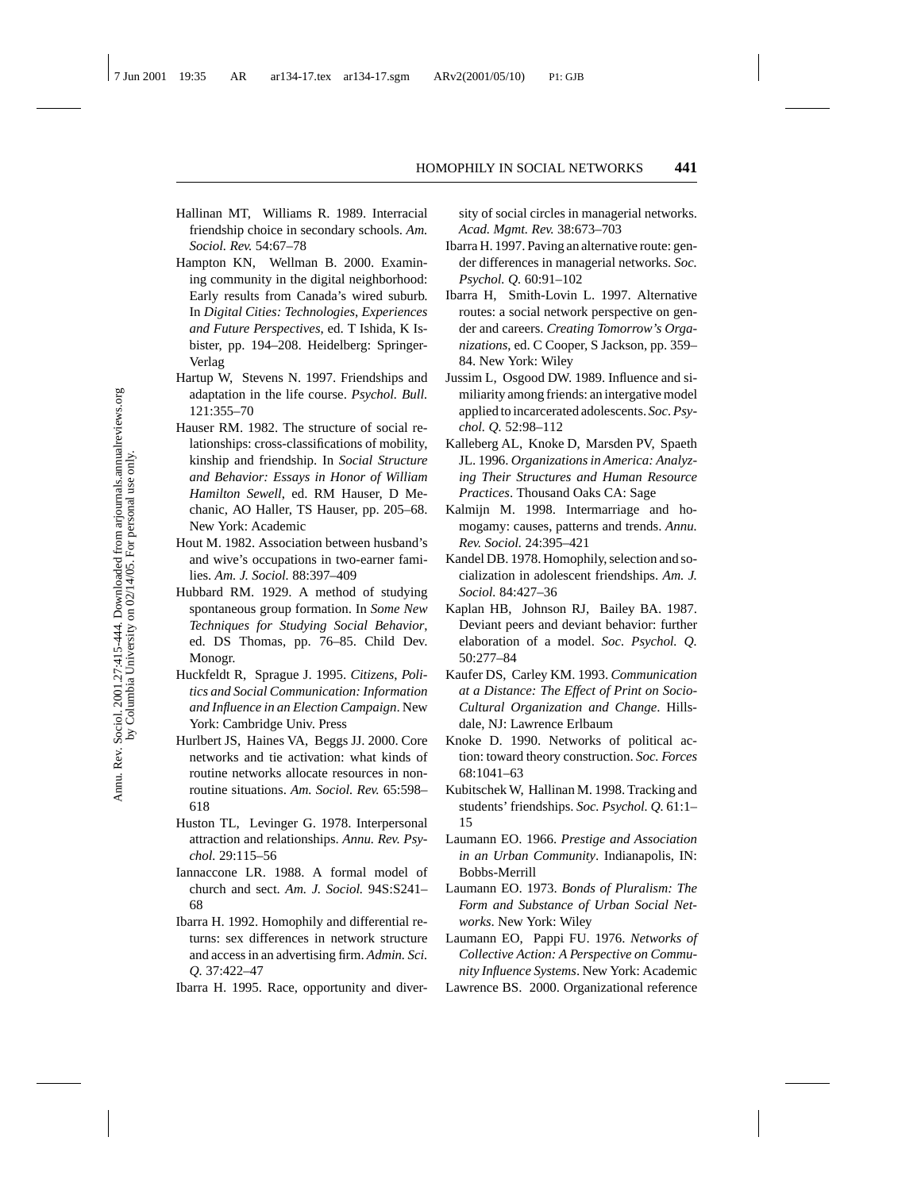Hallinan MT, Williams R. 1989. Interracial friendship choice in secondary schools. *Am. Sociol. Rev.* 54:67–78

Hampton KN, Wellman B. 2000. Examining community in the digital neighborhood: Early results from Canada's wired suburb. In *Digital Cities: Technologies, Experiences and Future Perspectives*, ed. T Ishida, K Isbister, pp. 194–208. Heidelberg: Springer-Verlag

Hartup W, Stevens N. 1997. Friendships and adaptation in the life course. *Psychol. Bull.* 121:355–70

Hauser RM. 1982. The structure of social relationships: cross-classifications of mobility, kinship and friendship. In *Social Structure and Behavior: Essays in Honor of William Hamilton Sewell*, ed. RM Hauser, D Mechanic, AO Haller, TS Hauser, pp. 205–68. New York: Academic

Hout M. 1982. Association between husband's and wive's occupations in two-earner families. *Am. J. Sociol.* 88:397–409

Hubbard RM. 1929. A method of studying spontaneous group formation. In *Some New Techniques for Studying Social Behavior*, ed. DS Thomas, pp. 76–85. Child Dev. Monogr.

Huckfeldt R, Sprague J. 1995. *Citizens, Politics and Social Communication: Information and Influence in an Election Campaign*. New York: Cambridge Univ. Press

Hurlbert JS, Haines VA, Beggs JJ. 2000. Core networks and tie activation: what kinds of routine networks allocate resources in nonroutine situations. *Am. Sociol. Rev.* 65:598–618

Huston TL, Levinger G. 1978. Interpersonal attraction and relationships. *Annu. Rev. Psychol.* 29:115–56

Iannaccone LR. 1988. A formal model of church and sect. *Am. J. Sociol.* 94S:S241–68

Ibarra H. 1992. Homophily and differential returns: sex differences in network structure and access in an advertising firm. *Admin. Sci. Q.* 37:422–47

Ibarra H. 1995. Race, opportunity and diversity of social circles in managerial networks. *Acad. Mgmt. Rev.* 38:673–703

Ibarra H. 1997. Paving an alternative route: gender differences in managerial networks. *Soc. Psychol. Q.* 60:91–102

Ibarra H, Smith-Lovin L. 1997. Alternative routes: a social network perspective on gender and careers. *Creating Tomorrow's Organizations*, ed. C Cooper, S Jackson, pp. 359–84. New York: Wiley

Jussim L, Osgood DW. 1989. Influence and similiarity among friends: an intergative model applied to incarcerated adolescents. *Soc. Psychol. Q.* 52:98–112

Kalleberg AL, Knoke D, Marsden PV, Spaeth JL. 1996. *Organizations in America: Analyzing Their Structures and Human Resource Practices*. Thousand Oaks CA: Sage

Kalmijn M. 1998. Intermarriage and homogamy: causes, patterns and trends. *Annu. Rev. Sociol.* 24:395–421

Kandel DB. 1978. Homophily, selection and socialization in adolescent friendships. *Am. J. Sociol.* 84:427–36

Kaplan HB, Johnson RJ, Bailey BA. 1987. Deviant peers and deviant behavior: further elaboration of a model. *Soc. Psychol. Q.* 50:277–84

Kaufer DS, Carley KM. 1993. *Communication at a Distance: The Effect of Print on Socio-Cultural Organization and Change*. Hillsdale, NJ: Lawrence Erlbaum

Knoke D. 1990. Networks of political action: toward theory construction. *Soc. Forces* 68:1041–63

Kubitschek W, Hallinan M. 1998. Tracking and students' friendships. *Soc. Psychol. Q.* 61:1–15

Laumann EO. 1966. *Prestige and Association in an Urban Community*. Indianapolis, IN: Bobbs-Merrill

Laumann EO. 1973. *Bonds of Pluralism: The Form and Substance of Urban Social Networks*. New York: Wiley

Laumann EO, Pappi FU. 1976. *Networks of Collective Action: A Perspective on Community Influence Systems*. New York: Academic

Lawrence BS. 2000. Organizational reference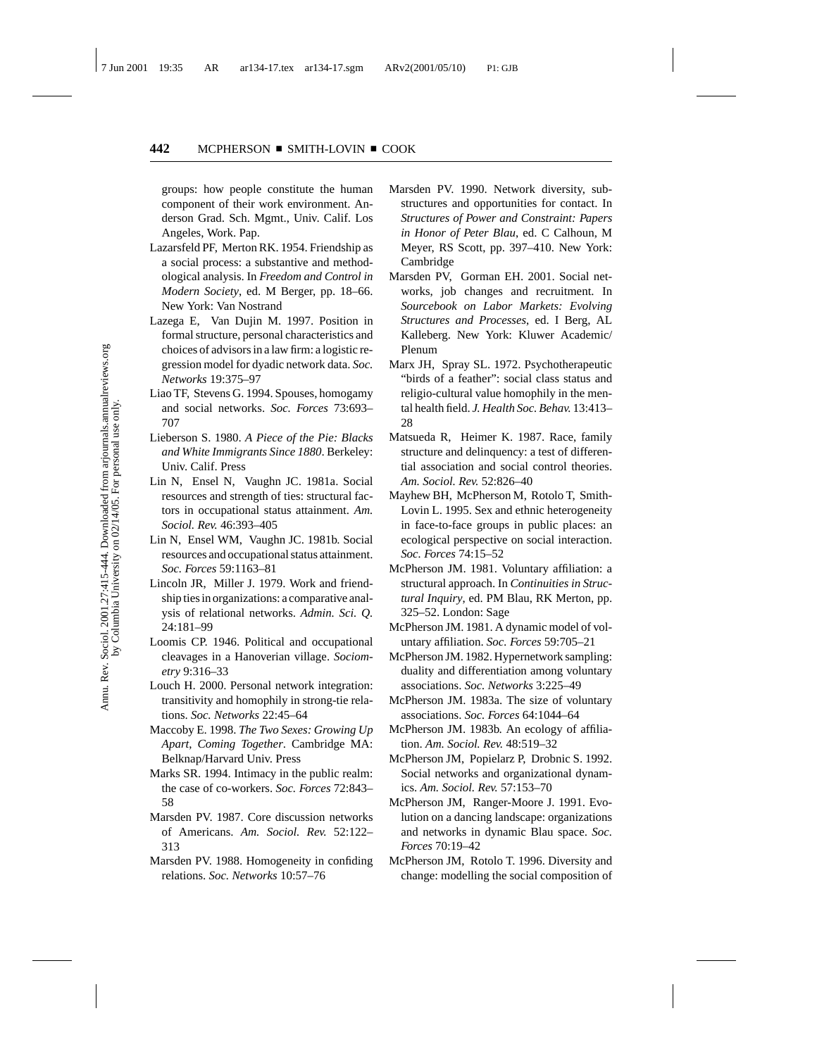groups: how people constitute the human component of their work environment. Anderson Grad. Sch. Mgmt., Univ. Calif. Los Angeles, Work. Pap.

Lazarsfeld PF, Merton RK. 1954. Friendship as a social process: a substantive and methodological analysis. In *Freedom and Control in Modern Society*, ed. M Berger, pp. 18–66. New York: Van Nostrand

Lazega E, Van Dujin M. 1997. Position in formal structure, personal characteristics and choices of advisors in a law firm: a logistic regression model for dyadic network data. *Soc. Networks* 19:375–97

Liao TF, Stevens G. 1994. Spouses, homogamy and social networks. *Soc. Forces* 73:693–707

Lieberson S. 1980. *A Piece of the Pie: Blacks and White Immigrants Since 1880*. Berkeley: Univ. Calif. Press

Lin N, Ensel N, Vaughn JC. 1981a. Social resources and strength of ties: structural factors in occupational status attainment. *Am. Sociol. Rev.* 46:393–405

Lin N, Ensel WM, Vaughn JC. 1981b. Social resources and occupational status attainment. *Soc. Forces* 59:1163–81

Lincoln JR, Miller J. 1979. Work and friendship ties in organizations: a comparative analysis of relational networks. *Admin. Sci. Q.* 24:181–99

Loomis CP. 1946. Political and occupational cleavages in a Hanoverian village. *Sociometry* 9:316–33

Louch H. 2000. Personal network integration: transitivity and homophily in strong-tie relations. *Soc. Networks* 22:45–64

Maccoby E. 1998. *The Two Sexes: Growing Up Apart, Coming Together*. Cambridge MA: Belknap/Harvard Univ. Press

Marks SR. 1994. Intimacy in the public realm: the case of co-workers. *Soc. Forces* 72:843–58

Marsden PV. 1987. Core discussion networks of Americans. *Am. Sociol. Rev.* 52:122–313

Marsden PV. 1988. Homogeneity in confiding relations. *Soc. Networks* 10:57–76

Marsden PV. 1990. Network diversity, substructures and opportunities for contact. In *Structures of Power and Constraint: Papers in Honor of Peter Blau*, ed. C Calhoun, M Meyer, RS Scott, pp. 397–410. New York: Cambridge

Marsden PV, Gorman EH. 2001. Social networks, job changes and recruitment. In *Sourcebook on Labor Markets: Evolving Structures and Processes*, ed. I Berg, AL Kalleberg. New York: Kluwer Academic/Plenum

Marx JH, Spray SL. 1972. Psychotherapeutic "birds of a feather": social class status and religio-cultural value homophily in the mental health field. *J. Health Soc. Behav.* 13:413–28

Matsueda R, Heimer K. 1987. Race, family structure and delinquency: a test of differential association and social control theories. *Am. Sociol. Rev.* 52:826–40

Mayhew BH, McPherson M, Rotolo T, Smith-Lovin L. 1995. Sex and ethnic heterogeneity in face-to-face groups in public places: an ecological perspective on social interaction. *Soc. Forces* 74:15–52

McPherson JM. 1981. Voluntary affiliation: a structural approach. In *Continuities in Structural Inquiry*, ed. PM Blau, RK Merton, pp. 325–52. London: Sage

McPherson JM. 1981. A dynamic model of voluntary affiliation. *Soc. Forces* 59:705–21

McPherson JM. 1982. Hypernetwork sampling: duality and differentiation among voluntary associations. *Soc. Networks* 3:225–49

McPherson JM. 1983a. The size of voluntary associations. *Soc. Forces* 64:1044–64

McPherson JM. 1983b. An ecology of affiliation. *Am. Sociol. Rev.* 48:519–32

McPherson JM, Popielarz P, Drobnic S. 1992. Social networks and organizational dynamics. *Am. Sociol. Rev.* 57:153–70

McPherson JM, Ranger-Moore J. 1991. Evolution on a dancing landscape: organizations and networks in dynamic Blau space. *Soc. Forces* 70:19–42

McPherson JM, Rotolo T. 1996. Diversity and change: modelling the social composition of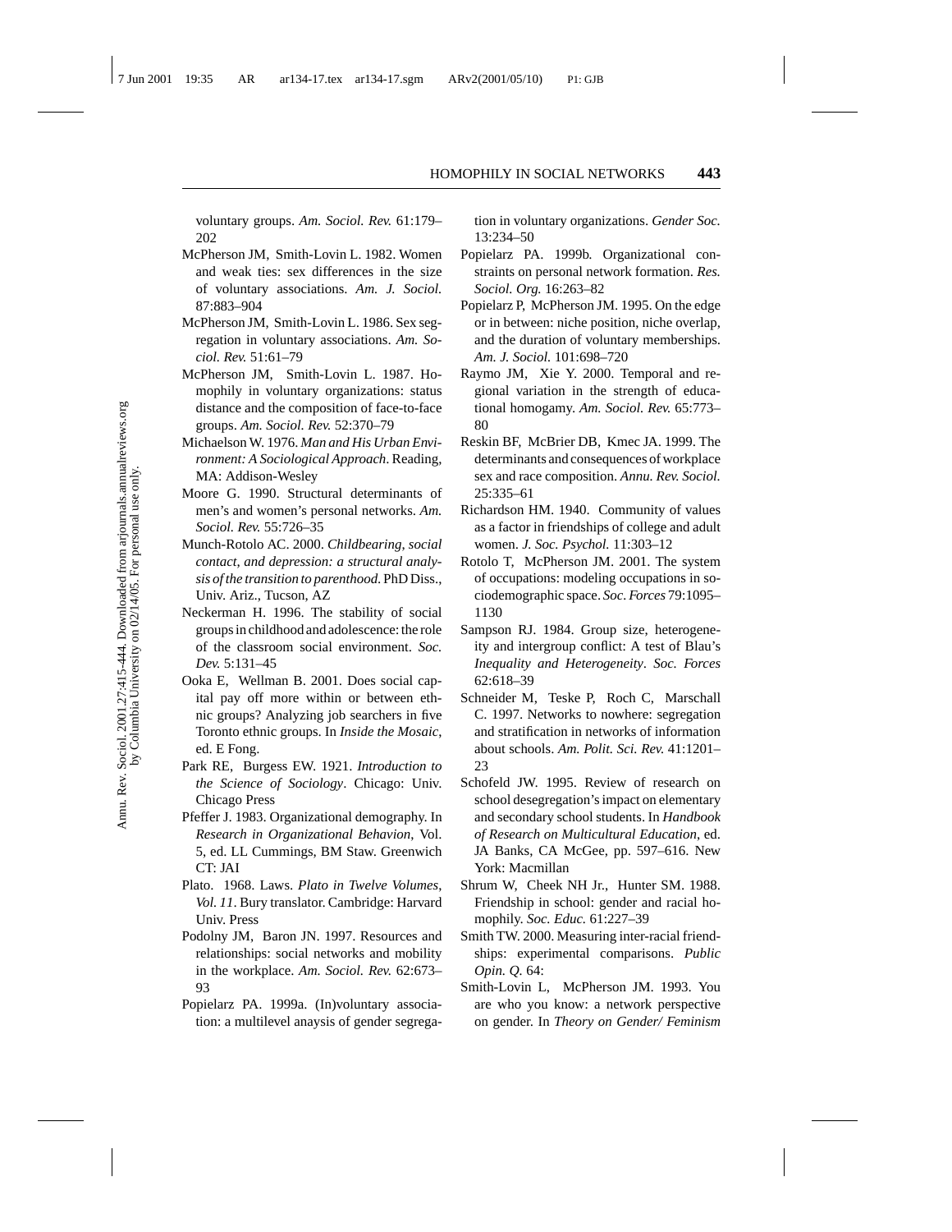voluntary groups. *Am. Sociol. Rev.* 61:179–202

McPherson JM, Smith-Lovin L. 1982. Women and weak ties: sex differences in the size of voluntary associations. *Am. J. Sociol.* 87:883–904

McPherson JM, Smith-Lovin L. 1986. Sex segregation in voluntary associations. *Am. Sociol. Rev.* 51:61–79

McPherson JM, Smith-Lovin L. 1987. Homophily in voluntary organizations: status distance and the composition of face-to-face groups. *Am. Sociol. Rev.* 52:370–79

Michaelson W. 1976. *Man and His Urban Environment: A Sociological Approach*. Reading, MA: Addison-Wesley

Moore G. 1990. Structural determinants of men's and women's personal networks. *Am. Sociol. Rev.* 55:726–35

Munch-Rotolo AC. 2000. *Childbearing, social contact, and depression: a structural analysis of the transition to parenthood*. PhD Diss., Univ. Ariz., Tucson, AZ

Neckerman H. 1996. The stability of social groups in childhood and adolescence: the role of the classroom social environment. *Soc. Dev.* 5:131–45

Ooka E, Wellman B. 2001. Does social capital pay off more within or between ethnic groups? Analyzing job searchers in five Toronto ethnic groups. In *Inside the Mosaic*, ed. E Fong.

Park RE, Burgess EW. 1921. *Introduction to the Science of Sociology*. Chicago: Univ. Chicago Press

Pfeffer J. 1983. Organizational demography. In *Research in Organizational Behavion*, Vol. 5, ed. LL Cummings, BM Staw. Greenwich CT: JAI

Plato. 1968. Laws. *Plato in Twelve Volumes, Vol. 11*. Bury translator. Cambridge: Harvard Univ. Press

Podolny JM, Baron JN. 1997. Resources and relationships: social networks and mobility in the workplace. *Am. Sociol. Rev.* 62:673–93

Popielarz PA. 1999a. (In)voluntary association: a multilevel anaysis of gender segregation in voluntary organizations. *Gender Soc.* 13:234–50

Popielarz PA. 1999b. Organizational constraints on personal network formation. *Res. Sociol. Org.* 16:263–82

Popielarz P, McPherson JM. 1995. On the edge or in between: niche position, niche overlap, and the duration of voluntary memberships. *Am. J. Sociol.* 101:698–720

Raymo JM, Xie Y. 2000. Temporal and regional variation in the strength of educational homogamy. *Am. Sociol. Rev.* 65:773–80

Reskin BF, McBrier DB, Kmec JA. 1999. The determinants and consequences of workplace sex and race composition. *Annu. Rev. Sociol.* 25:335–61

Richardson HM. 1940. Community of values as a factor in friendships of college and adult women. *J. Soc. Psychol.* 11:303–12

Rotolo T, McPherson JM. 2001. The system of occupations: modeling occupations in sociodemographic space. *Soc. Forces* 79:1095–1130

Sampson RJ. 1984. Group size, heterogeneity and intergroup conflict: A test of Blau's *Inequality and Heterogeneity*. *Soc. Forces* 62:618–39

Schneider M, Teske P, Roch C, Marschall C. 1997. Networks to nowhere: segregation and stratification in networks of information about schools. *Am. Polit. Sci. Rev.* 41:1201–23

Schofeld JW. 1995. Review of research on school desegregation's impact on elementary and secondary school students. In *Handbook of Research on Multicultural Education*, ed. JA Banks, CA McGee, pp. 597–616. New York: Macmillan

Shrum W, Cheek NH Jr., Hunter SM. 1988. Friendship in school: gender and racial homophily. *Soc. Educ.* 61:227–39

Smith TW. 2000. Measuring inter-racial friendships: experimental comparisons. *Public Opin. Q.* 64:

Smith-Lovin L, McPherson JM. 1993. You are who you know: a network perspective on gender. In *Theory on Gender/ Feminism*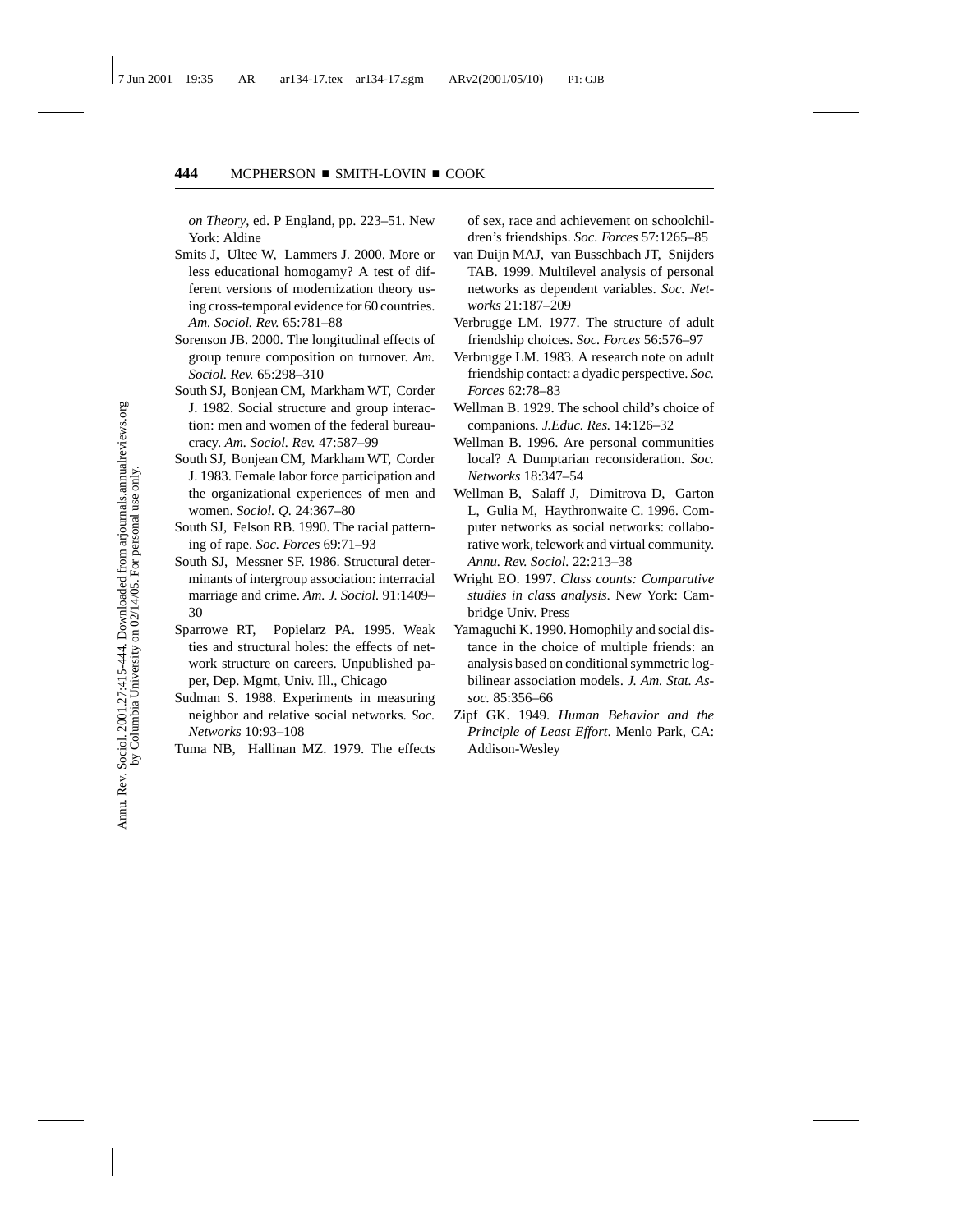*on Theory*, ed. P England, pp. 223–51. New York: Aldine

Smits J, Ultee W, Lammers J. 2000. More or less educational homogamy? A test of different versions of modernization theory using cross-temporal evidence for 60 countries. *Am. Sociol. Rev.* 65:781–88

Sorenson JB. 2000. The longitudinal effects of group tenure composition on turnover. *Am. Sociol. Rev.* 65:298–310

South SJ, Bonjean CM, Markham WT, Corder J. 1982. Social structure and group interaction: men and women of the federal bureaucracy. *Am. Sociol. Rev.* 47:587–99

South SJ, Bonjean CM, Markham WT, Corder J. 1983. Female labor force participation and the organizational experiences of men and women. *Sociol. Q.* 24:367–80

South SJ, Felson RB. 1990. The racial patterning of rape. *Soc. Forces* 69:71–93

South SJ, Messner SF. 1986. Structural determinants of intergroup association: interracial marriage and crime. *Am. J. Sociol.* 91:1409–30

Sparrowe RT, Popielarz PA. 1995. Weak ties and structural holes: the effects of network structure on careers. Unpublished paper, Dep. Mgmt, Univ. Ill., Chicago

Sudman S. 1988. Experiments in measuring neighbor and relative social networks. *Soc. Networks* 10:93–108

Tuma NB, Hallinan MZ. 1979. The effects of sex, race and achievement on schoolchildren's friendships. *Soc. Forces* 57:1265–85

van Duijn MAJ, van Busschbach JT, Snijders TAB. 1999. Multilevel analysis of personal networks as dependent variables. *Soc. Networks* 21:187–209

Verbrugge LM. 1977. The structure of adult friendship choices. *Soc. Forces* 56:576–97

Verbrugge LM. 1983. A research note on adult friendship contact: a dyadic perspective. *Soc. Forces* 62:78–83

Wellman B. 1929. The school child's choice of companions. *J.Educ. Res.* 14:126–32

Wellman B. 1996. Are personal communities local? A Dumptarian reconsideration. *Soc. Networks* 18:347–54

Wellman B, Salaff J, Dimitrova D, Garton L, Gulia M, Haythronwaite C. 1996. Computer networks as social networks: collaborative work, telework and virtual community. *Annu. Rev. Sociol.* 22:213–38

Wright EO. 1997. *Class counts: Comparative studies in class analysis*. New York: Cambridge Univ. Press

Yamaguchi K. 1990. Homophily and social distance in the choice of multiple friends: an analysis based on conditional symmetric log-bilinear association models. *J. Am. Stat. Assoc.* 85:356–66

Zipf GK. 1949. *Human Behavior and the Principle of Least Effort*. Menlo Park, CA: Addison-Wesley